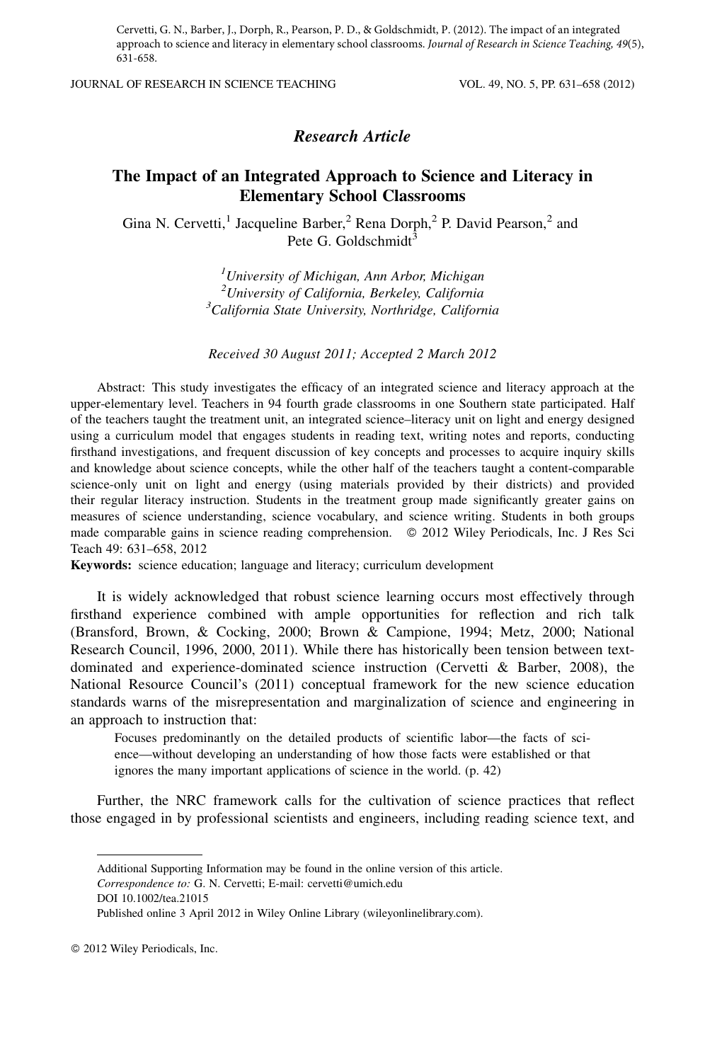Cervetti, G. N., Barber, J., Dorph, R., Pearson, P. D., & Goldschmidt, P. (2012). The impact of an integrated approach to science and literacy in elementary school classrooms. *Journal of Research in Science Teaching, 49*(5), 631-658.

*Research Article*

# The Impact of an Integrated Approach to Science and Literacy in Elementary School Classrooms

Gina N. Cervetti,[1] Jacqueline Barber,[2] Rena Dorph,[2] P. David Pearson,[2] and Pete G. Goldschmidt[3]

[1]*University of Michigan, Ann Arbor, Michigan*
[2]*University of California, Berkeley, California*
[3]*California State University, Northridge, California*

*Received 30 August 2011; Accepted 2 March 2012*

Abstract: This study investigates the efficacy of an integrated science and literacy approach at the upper-elementary level. Teachers in 94 fourth grade classrooms in one Southern state participated. Half of the teachers taught the treatment unit, an integrated science–literacy unit on light and energy designed using a curriculum model that engages students in reading text, writing notes and reports, conducting firsthand investigations, and frequent discussion of key concepts and processes to acquire inquiry skills and knowledge about science concepts, while the other half of the teachers taught a content-comparable science-only unit on light and energy (using materials provided by their districts) and provided their regular literacy instruction. Students in the treatment group made significantly greater gains on measures of science understanding, science vocabulary, and science writing. Students in both groups made comparable gains in science reading comprehension. © 2012 Wiley Periodicals, Inc. J Res Sci Teach 49: 631–658, 2012

**Keywords:** science education; language and literacy; curriculum development

It is widely acknowledged that robust science learning occurs most effectively through firsthand experience combined with ample opportunities for reflection and rich talk (Bransford, Brown, & Cocking, 2000; Brown & Campione, 1994; Metz, 2000; National Research Council, 1996, 2000, 2011). While there has historically been tension between text-dominated and experience-dominated science instruction (Cervetti & Barber, 2008), the National Resource Council's (2011) conceptual framework for the new science education standards warns of the misrepresentation and marginalization of science and engineering in an approach to instruction that:

> Focuses predominantly on the detailed products of scientific labor—the facts of science—without developing an understanding of how those facts were established or that ignores the many important applications of science in the world. (p. 42)

Further, the NRC framework calls for the cultivation of science practices that reflect those engaged in by professional scientists and engineers, including reading science text, and

---

Additional Supporting Information may be found in the online version of this article.
*Correspondence to:* G. N. Cervetti; E-mail: cervetti@umich.edu
DOI 10.1002/tea.21015
Published online 3 April 2012 in Wiley Online Library (wileyonlinelibrary.com).

© 2012 Wiley Periodicals, Inc.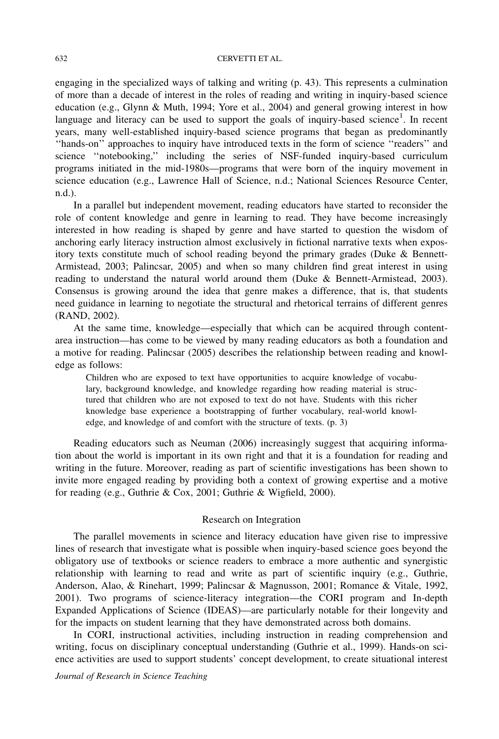engaging in the specialized ways of talking and writing (p. 43). This represents a culmination of more than a decade of interest in the roles of reading and writing in inquiry-based science education (e.g., Glynn & Muth, 1994; Yore et al., 2004) and general growing interest in how language and literacy can be used to support the goals of inquiry-based science[1]. In recent years, many well-established inquiry-based science programs that began as predominantly ''hands-on'' approaches to inquiry have introduced texts in the form of science ''readers'' and science ''notebooking,'' including the series of NSF-funded inquiry-based curriculum programs initiated in the mid-1980s—programs that were born of the inquiry movement in science education (e.g., Lawrence Hall of Science, n.d.; National Sciences Resource Center, n.d.).

In a parallel but independent movement, reading educators have started to reconsider the role of content knowledge and genre in learning to read. They have become increasingly interested in how reading is shaped by genre and have started to question the wisdom of anchoring early literacy instruction almost exclusively in fictional narrative texts when expository texts constitute much of school reading beyond the primary grades (Duke & Bennett-Armistead, 2003; Palincsar, 2005) and when so many children find great interest in using reading to understand the natural world around them (Duke & Bennett-Armistead, 2003). Consensus is growing around the idea that genre makes a difference, that is, that students need guidance in learning to negotiate the structural and rhetorical terrains of different genres (RAND, 2002).

At the same time, knowledge—especially that which can be acquired through content-area instruction—has come to be viewed by many reading educators as both a foundation and a motive for reading. Palincsar (2005) describes the relationship between reading and knowledge as follows:

> Children who are exposed to text have opportunities to acquire knowledge of vocabulary, background knowledge, and knowledge regarding how reading material is structured that children who are not exposed to text do not have. Students with this richer knowledge base experience a bootstrapping of further vocabulary, real-world knowledge, and knowledge of and comfort with the structure of texts. (p. 3)

Reading educators such as Neuman (2006) increasingly suggest that acquiring information about the world is important in its own right and that it is a foundation for reading and writing in the future. Moreover, reading as part of scientific investigations has been shown to invite more engaged reading by providing both a context of growing expertise and a motive for reading (e.g., Guthrie & Cox, 2001; Guthrie & Wigfield, 2000).

## Research on Integration

The parallel movements in science and literacy education have given rise to impressive lines of research that investigate what is possible when inquiry-based science goes beyond the obligatory use of textbooks or science readers to embrace a more authentic and synergistic relationship with learning to read and write as part of scientific inquiry (e.g., Guthrie, Anderson, Alao, & Rinehart, 1999; Palincsar & Magnusson, 2001; Romance & Vitale, 1992, 2001). Two programs of science-literacy integration—the CORI program and In-depth Expanded Applications of Science (IDEAS)—are particularly notable for their longevity and for the impacts on student learning that they have demonstrated across both domains.

In CORI, instructional activities, including instruction in reading comprehension and writing, focus on disciplinary conceptual understanding (Guthrie et al., 1999). Hands-on science activities are used to support students' concept development, to create situational interest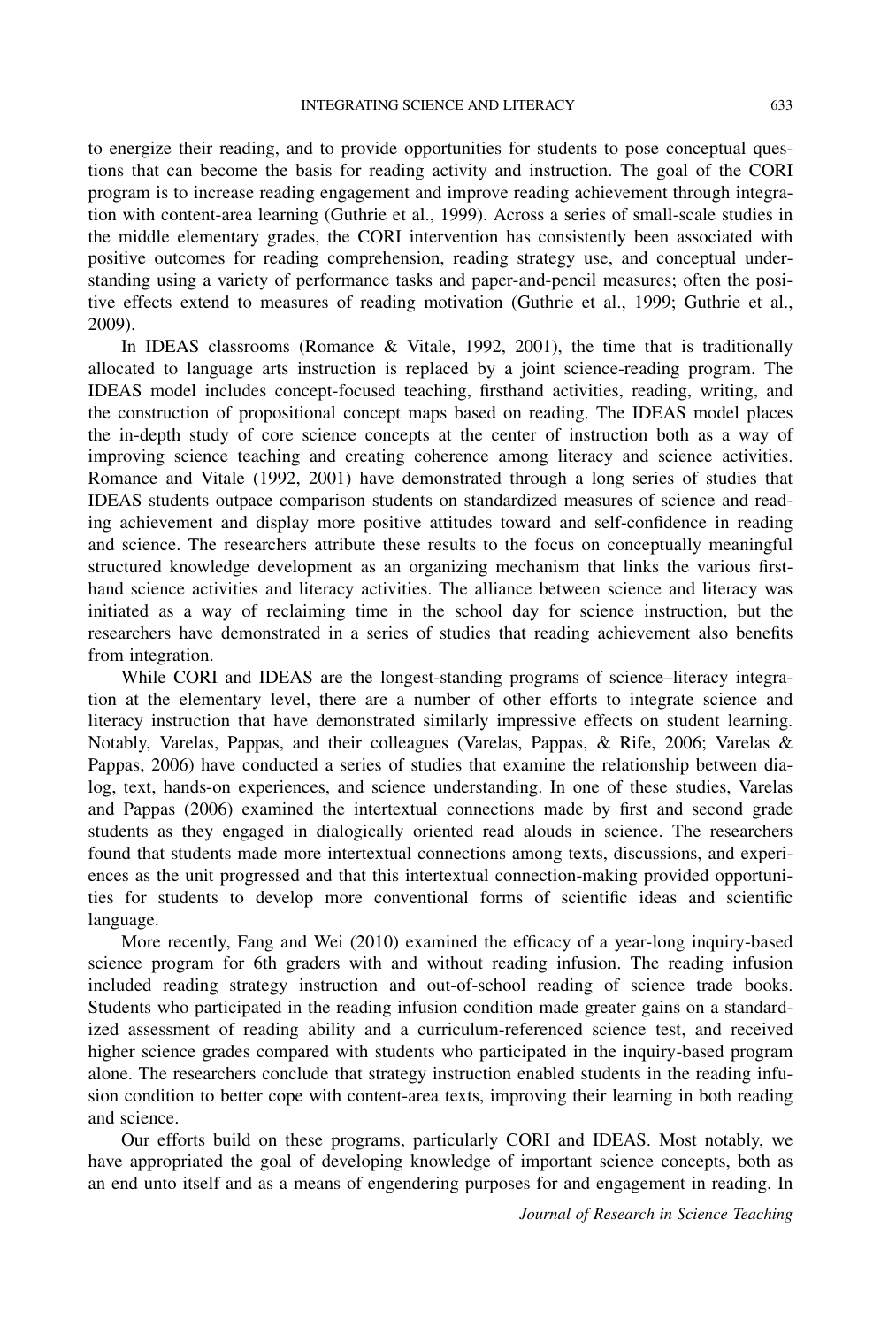to energize their reading, and to provide opportunities for students to pose conceptual questions that can become the basis for reading activity and instruction. The goal of the CORI program is to increase reading engagement and improve reading achievement through integration with content-area learning (Guthrie et al., 1999). Across a series of small-scale studies in the middle elementary grades, the CORI intervention has consistently been associated with positive outcomes for reading comprehension, reading strategy use, and conceptual understanding using a variety of performance tasks and paper-and-pencil measures; often the positive effects extend to measures of reading motivation (Guthrie et al., 1999; Guthrie et al., 2009).

In IDEAS classrooms (Romance & Vitale, 1992, 2001), the time that is traditionally allocated to language arts instruction is replaced by a joint science-reading program. The IDEAS model includes concept-focused teaching, firsthand activities, reading, writing, and the construction of propositional concept maps based on reading. The IDEAS model places the in-depth study of core science concepts at the center of instruction both as a way of improving science teaching and creating coherence among literacy and science activities. Romance and Vitale (1992, 2001) have demonstrated through a long series of studies that IDEAS students outpace comparison students on standardized measures of science and reading achievement and display more positive attitudes toward and self-confidence in reading and science. The researchers attribute these results to the focus on conceptually meaningful structured knowledge development as an organizing mechanism that links the various firsthand science activities and literacy activities. The alliance between science and literacy was initiated as a way of reclaiming time in the school day for science instruction, but the researchers have demonstrated in a series of studies that reading achievement also benefits from integration.

While CORI and IDEAS are the longest-standing programs of science–literacy integration at the elementary level, there are a number of other efforts to integrate science and literacy instruction that have demonstrated similarly impressive effects on student learning. Notably, Varelas, Pappas, and their colleagues (Varelas, Pappas, & Rife, 2006; Varelas & Pappas, 2006) have conducted a series of studies that examine the relationship between dialog, text, hands-on experiences, and science understanding. In one of these studies, Varelas and Pappas (2006) examined the intertextual connections made by first and second grade students as they engaged in dialogically oriented read alouds in science. The researchers found that students made more intertextual connections among texts, discussions, and experiences as the unit progressed and that this intertextual connection-making provided opportunities for students to develop more conventional forms of scientific ideas and scientific language.

More recently, Fang and Wei (2010) examined the efficacy of a year-long inquiry-based science program for 6th graders with and without reading infusion. The reading infusion included reading strategy instruction and out-of-school reading of science trade books. Students who participated in the reading infusion condition made greater gains on a standardized assessment of reading ability and a curriculum-referenced science test, and received higher science grades compared with students who participated in the inquiry-based program alone. The researchers conclude that strategy instruction enabled students in the reading infusion condition to better cope with content-area texts, improving their learning in both reading and science.

Our efforts build on these programs, particularly CORI and IDEAS. Most notably, we have appropriated the goal of developing knowledge of important science concepts, both as an end unto itself and as a means of engendering purposes for and engagement in reading. In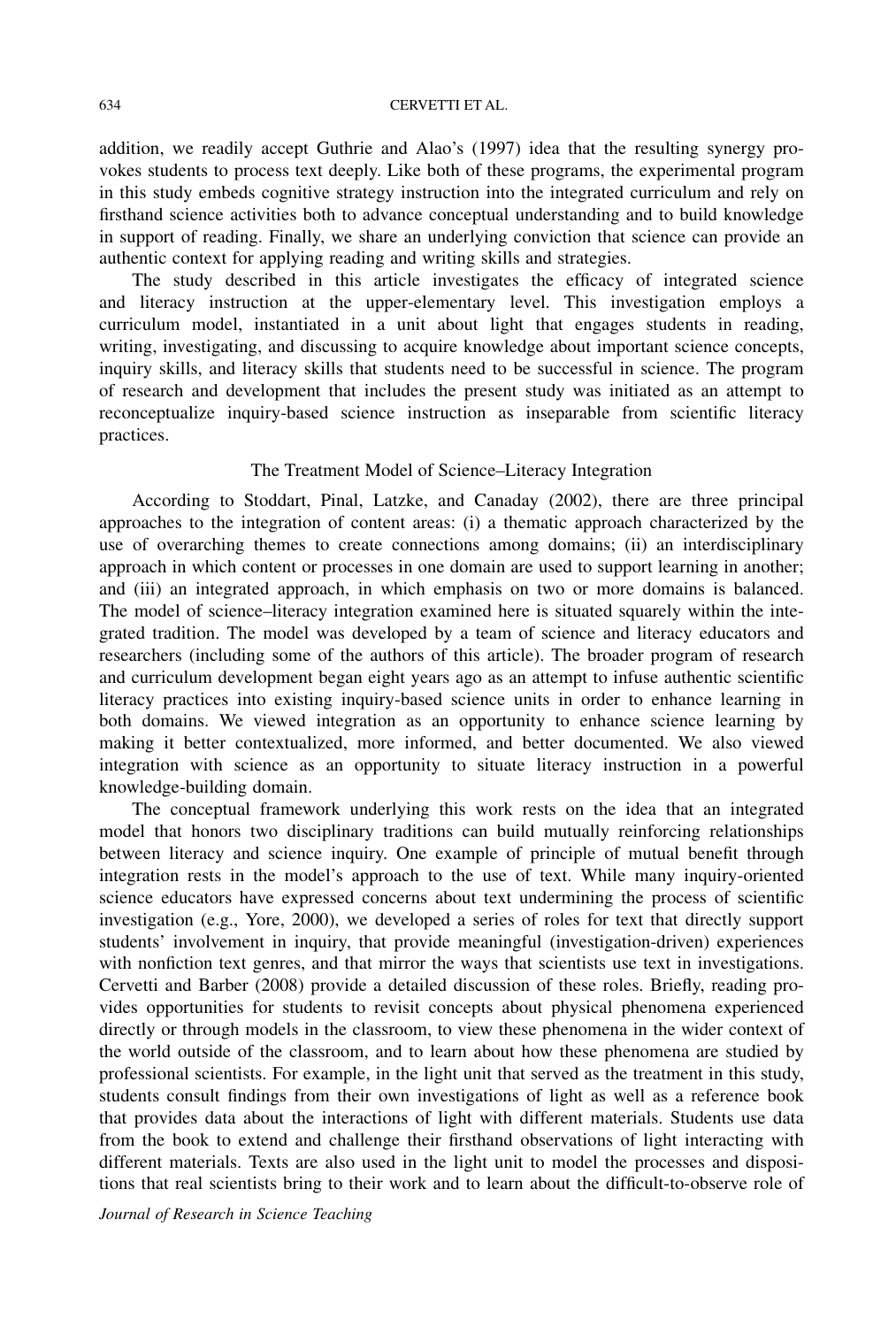addition, we readily accept Guthrie and Alao's (1997) idea that the resulting synergy provokes students to process text deeply. Like both of these programs, the experimental program in this study embeds cognitive strategy instruction into the integrated curriculum and rely on firsthand science activities both to advance conceptual understanding and to build knowledge in support of reading. Finally, we share an underlying conviction that science can provide an authentic context for applying reading and writing skills and strategies.

The study described in this article investigates the efficacy of integrated science and literacy instruction at the upper-elementary level. This investigation employs a curriculum model, instantiated in a unit about light that engages students in reading, writing, investigating, and discussing to acquire knowledge about important science concepts, inquiry skills, and literacy skills that students need to be successful in science. The program of research and development that includes the present study was initiated as an attempt to reconceptualize inquiry-based science instruction as inseparable from scientific literacy practices.

## The Treatment Model of Science–Literacy Integration

According to Stoddart, Pinal, Latzke, and Canaday (2002), there are three principal approaches to the integration of content areas: (i) a thematic approach characterized by the use of overarching themes to create connections among domains; (ii) an interdisciplinary approach in which content or processes in one domain are used to support learning in another; and (iii) an integrated approach, in which emphasis on two or more domains is balanced. The model of science–literacy integration examined here is situated squarely within the integrated tradition. The model was developed by a team of science and literacy educators and researchers (including some of the authors of this article). The broader program of research and curriculum development began eight years ago as an attempt to infuse authentic scientific literacy practices into existing inquiry-based science units in order to enhance learning in both domains. We viewed integration as an opportunity to enhance science learning by making it better contextualized, more informed, and better documented. We also viewed integration with science as an opportunity to situate literacy instruction in a powerful knowledge-building domain.

The conceptual framework underlying this work rests on the idea that an integrated model that honors two disciplinary traditions can build mutually reinforcing relationships between literacy and science inquiry. One example of principle of mutual benefit through integration rests in the model's approach to the use of text. While many inquiry-oriented science educators have expressed concerns about text undermining the process of scientific investigation (e.g., Yore, 2000), we developed a series of roles for text that directly support students' involvement in inquiry, that provide meaningful (investigation-driven) experiences with nonfiction text genres, and that mirror the ways that scientists use text in investigations. Cervetti and Barber (2008) provide a detailed discussion of these roles. Briefly, reading provides opportunities for students to revisit concepts about physical phenomena experienced directly or through models in the classroom, to view these phenomena in the wider context of the world outside of the classroom, and to learn about how these phenomena are studied by professional scientists. For example, in the light unit that served as the treatment in this study, students consult findings from their own investigations of light as well as a reference book that provides data about the interactions of light with different materials. Students use data from the book to extend and challenge their firsthand observations of light interacting with different materials. Texts are also used in the light unit to model the processes and dispositions that real scientists bring to their work and to learn about the difficult-to-observe role of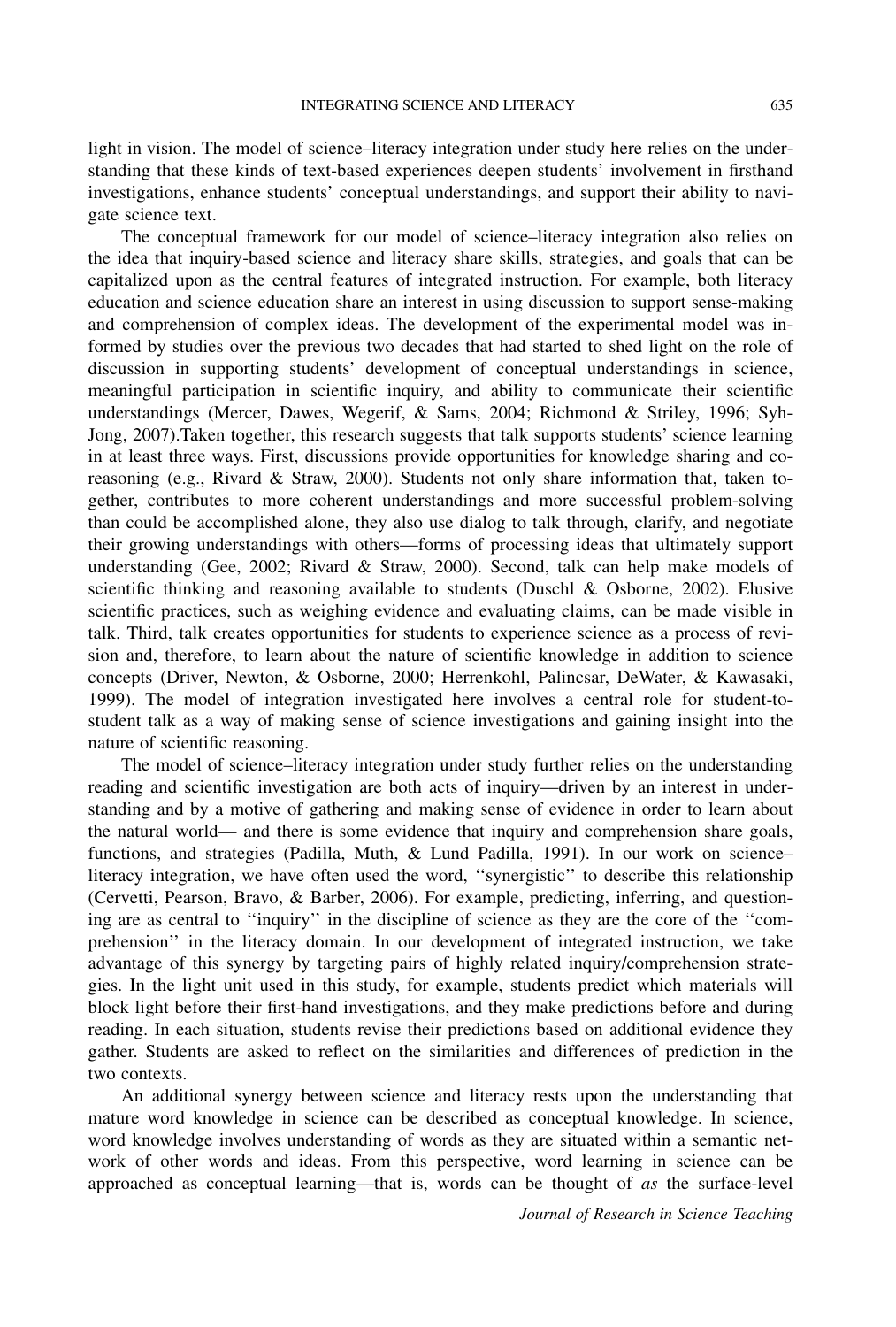light in vision. The model of science–literacy integration under study here relies on the understanding that these kinds of text-based experiences deepen students' involvement in firsthand investigations, enhance students' conceptual understandings, and support their ability to navigate science text.

The conceptual framework for our model of science–literacy integration also relies on the idea that inquiry-based science and literacy share skills, strategies, and goals that can be capitalized upon as the central features of integrated instruction. For example, both literacy education and science education share an interest in using discussion to support sense-making and comprehension of complex ideas. The development of the experimental model was informed by studies over the previous two decades that had started to shed light on the role of discussion in supporting students' development of conceptual understandings in science, meaningful participation in scientific inquiry, and ability to communicate their scientific understandings (Mercer, Dawes, Wegerif, & Sams, 2004; Richmond & Striley, 1996; Syh-Jong, 2007).Taken together, this research suggests that talk supports students' science learning in at least three ways. First, discussions provide opportunities for knowledge sharing and co-reasoning (e.g., Rivard & Straw, 2000). Students not only share information that, taken together, contributes to more coherent understandings and more successful problem-solving than could be accomplished alone, they also use dialog to talk through, clarify, and negotiate their growing understandings with others—forms of processing ideas that ultimately support understanding (Gee, 2002; Rivard & Straw, 2000). Second, talk can help make models of scientific thinking and reasoning available to students (Duschl & Osborne, 2002). Elusive scientific practices, such as weighing evidence and evaluating claims, can be made visible in talk. Third, talk creates opportunities for students to experience science as a process of revision and, therefore, to learn about the nature of scientific knowledge in addition to science concepts (Driver, Newton, & Osborne, 2000; Herrenkohl, Palincsar, DeWater, & Kawasaki, 1999). The model of integration investigated here involves a central role for student-to-student talk as a way of making sense of science investigations and gaining insight into the nature of scientific reasoning.

The model of science–literacy integration under study further relies on the understanding reading and scientific investigation are both acts of inquiry—driven by an interest in understanding and by a motive of gathering and making sense of evidence in order to learn about the natural world— and there is some evidence that inquiry and comprehension share goals, functions, and strategies (Padilla, Muth, & Lund Padilla, 1991). In our work on science–literacy integration, we have often used the word, ''synergistic'' to describe this relationship (Cervetti, Pearson, Bravo, & Barber, 2006). For example, predicting, inferring, and questioning are as central to ''inquiry'' in the discipline of science as they are the core of the ''comprehension'' in the literacy domain. In our development of integrated instruction, we take advantage of this synergy by targeting pairs of highly related inquiry/comprehension strategies. In the light unit used in this study, for example, students predict which materials will block light before their first-hand investigations, and they make predictions before and during reading. In each situation, students revise their predictions based on additional evidence they gather. Students are asked to reflect on the similarities and differences of prediction in the two contexts.

An additional synergy between science and literacy rests upon the understanding that mature word knowledge in science can be described as conceptual knowledge. In science, word knowledge involves understanding of words as they are situated within a semantic network of other words and ideas. From this perspective, word learning in science can be approached as conceptual learning—that is, words can be thought of *as* the surface-level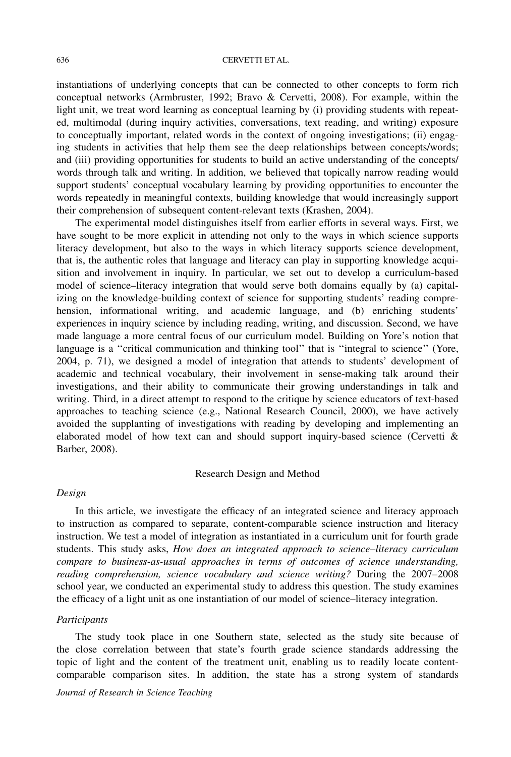instantiations of underlying concepts that can be connected to other concepts to form rich conceptual networks (Armbruster, 1992; Bravo & Cervetti, 2008). For example, within the light unit, we treat word learning as conceptual learning by (i) providing students with repeated, multimodal (during inquiry activities, conversations, text reading, and writing) exposure to conceptually important, related words in the context of ongoing investigations; (ii) engaging students in activities that help them see the deep relationships between concepts/words; and (iii) providing opportunities for students to build an active understanding of the concepts/words through talk and writing. In addition, we believed that topically narrow reading would support students' conceptual vocabulary learning by providing opportunities to encounter the words repeatedly in meaningful contexts, building knowledge that would increasingly support their comprehension of subsequent content-relevant texts (Krashen, 2004).

The experimental model distinguishes itself from earlier efforts in several ways. First, we have sought to be more explicit in attending not only to the ways in which science supports literacy development, but also to the ways in which literacy supports science development, that is, the authentic roles that language and literacy can play in supporting knowledge acquisition and involvement in inquiry. In particular, we set out to develop a curriculum-based model of science–literacy integration that would serve both domains equally by (a) capitalizing on the knowledge-building context of science for supporting students' reading comprehension, informational writing, and academic language, and (b) enriching students' experiences in inquiry science by including reading, writing, and discussion. Second, we have made language a more central focus of our curriculum model. Building on Yore's notion that language is a ''critical communication and thinking tool'' that is ''integral to science'' (Yore, 2004, p. 71), we designed a model of integration that attends to students' development of academic and technical vocabulary, their involvement in sense-making talk around their investigations, and their ability to communicate their growing understandings in talk and writing. Third, in a direct attempt to respond to the critique by science educators of text-based approaches to teaching science (e.g., National Research Council, 2000), we have actively avoided the supplanting of investigations with reading by developing and implementing an elaborated model of how text can and should support inquiry-based science (Cervetti & Barber, 2008).

## Research Design and Method

### *Design*

In this article, we investigate the efficacy of an integrated science and literacy approach to instruction as compared to separate, content-comparable science instruction and literacy instruction. We test a model of integration as instantiated in a curriculum unit for fourth grade students. This study asks, *How does an integrated approach to science–literacy curriculum compare to business-as-usual approaches in terms of outcomes of science understanding, reading comprehension, science vocabulary and science writing?* During the 2007–2008 school year, we conducted an experimental study to address this question. The study examines the efficacy of a light unit as one instantiation of our model of science–literacy integration.

### *Participants*

The study took place in one Southern state, selected as the study site because of the close correlation between that state's fourth grade science standards addressing the topic of light and the content of the treatment unit, enabling us to readily locate content-comparable comparison sites. In addition, the state has a strong system of standards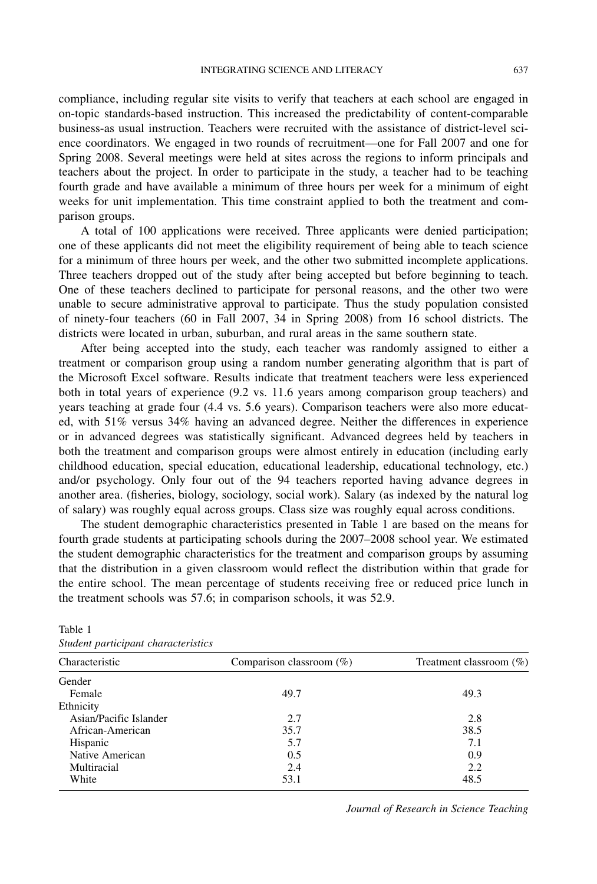compliance, including regular site visits to verify that teachers at each school are engaged in on-topic standards-based instruction. This increased the predictability of content-comparable business-as usual instruction. Teachers were recruited with the assistance of district-level science coordinators. We engaged in two rounds of recruitment—one for Fall 2007 and one for Spring 2008. Several meetings were held at sites across the regions to inform principals and teachers about the project. In order to participate in the study, a teacher had to be teaching fourth grade and have available a minimum of three hours per week for a minimum of eight weeks for unit implementation. This time constraint applied to both the treatment and comparison groups.

A total of 100 applications were received. Three applicants were denied participation; one of these applicants did not meet the eligibility requirement of being able to teach science for a minimum of three hours per week, and the other two submitted incomplete applications. Three teachers dropped out of the study after being accepted but before beginning to teach. One of these teachers declined to participate for personal reasons, and the other two were unable to secure administrative approval to participate. Thus the study population consisted of ninety-four teachers (60 in Fall 2007, 34 in Spring 2008) from 16 school districts. The districts were located in urban, suburban, and rural areas in the same southern state.

After being accepted into the study, each teacher was randomly assigned to either a treatment or comparison group using a random number generating algorithm that is part of the Microsoft Excel software. Results indicate that treatment teachers were less experienced both in total years of experience (9.2 vs. 11.6 years among comparison group teachers) and years teaching at grade four (4.4 vs. 5.6 years). Comparison teachers were also more educated, with 51% versus 34% having an advanced degree. Neither the differences in experience or in advanced degrees was statistically significant. Advanced degrees held by teachers in both the treatment and comparison groups were almost entirely in education (including early childhood education, special education, educational leadership, educational technology, etc.) and/or psychology. Only four out of the 94 teachers reported having advance degrees in another area. (fisheries, biology, sociology, social work). Salary (as indexed by the natural log of salary) was roughly equal across groups. Class size was roughly equal across conditions.

The student demographic characteristics presented in Table 1 are based on the means for fourth grade students at participating schools during the 2007–2008 school year. We estimated the student demographic characteristics for the treatment and comparison groups by assuming that the distribution in a given classroom would reflect the distribution within that grade for the entire school. The mean percentage of students receiving free or reduced price lunch in the treatment schools was 57.6; in comparison schools, it was 52.9.

Table 1
*Student participant characteristics*

| Characteristic | Comparison classroom (%) | Treatment classroom (%) |
|---|---|---|
| Gender | | |
| Female | 49.7 | 49.3 |
| Ethnicity | | |
| Asian/Pacific Islander | 2.7 | 2.8 |
| African-American | 35.7 | 38.5 |
| Hispanic | 5.7 | 7.1 |
| Native American | 0.5 | 0.9 |
| Multiracial | 2.4 | 2.2 |
| White | 53.1 | 48.5 |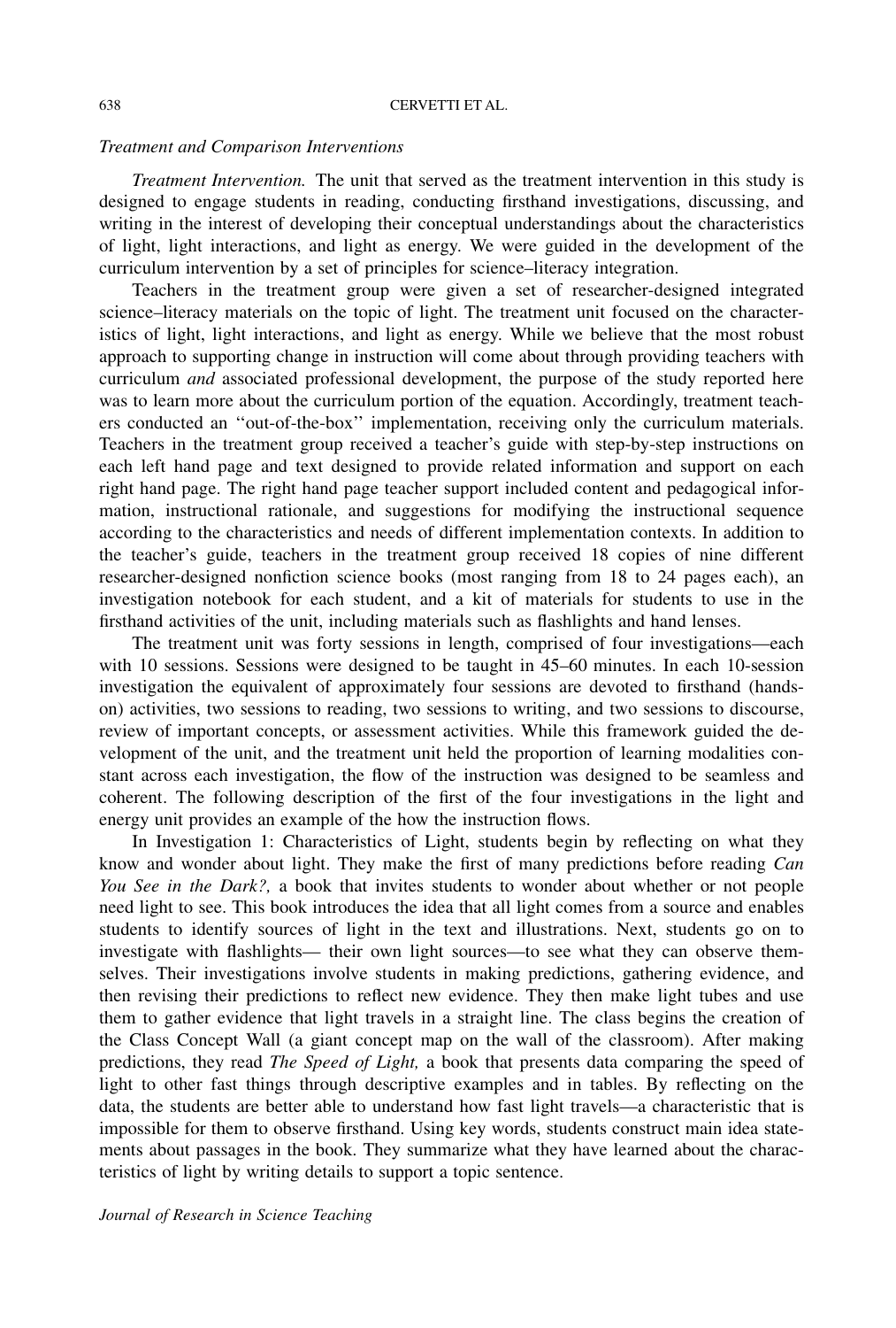### Treatment and Comparison Interventions

*Treatment Intervention.* The unit that served as the treatment intervention in this study is designed to engage students in reading, conducting firsthand investigations, discussing, and writing in the interest of developing their conceptual understandings about the characteristics of light, light interactions, and light as energy. We were guided in the development of the curriculum intervention by a set of principles for science–literacy integration.

Teachers in the treatment group were given a set of researcher-designed integrated science–literacy materials on the topic of light. The treatment unit focused on the characteristics of light, light interactions, and light as energy. While we believe that the most robust approach to supporting change in instruction will come about through providing teachers with curriculum *and* associated professional development, the purpose of the study reported here was to learn more about the curriculum portion of the equation. Accordingly, treatment teachers conducted an ''out-of-the-box'' implementation, receiving only the curriculum materials. Teachers in the treatment group received a teacher's guide with step-by-step instructions on each left hand page and text designed to provide related information and support on each right hand page. The right hand page teacher support included content and pedagogical information, instructional rationale, and suggestions for modifying the instructional sequence according to the characteristics and needs of different implementation contexts. In addition to the teacher's guide, teachers in the treatment group received 18 copies of nine different researcher-designed nonfiction science books (most ranging from 18 to 24 pages each), an investigation notebook for each student, and a kit of materials for students to use in the firsthand activities of the unit, including materials such as flashlights and hand lenses.

The treatment unit was forty sessions in length, comprised of four investigations—each with 10 sessions. Sessions were designed to be taught in 45–60 minutes. In each 10-session investigation the equivalent of approximately four sessions are devoted to firsthand (hands-on) activities, two sessions to reading, two sessions to writing, and two sessions to discourse, review of important concepts, or assessment activities. While this framework guided the development of the unit, and the treatment unit held the proportion of learning modalities constant across each investigation, the flow of the instruction was designed to be seamless and coherent. The following description of the first of the four investigations in the light and energy unit provides an example of the how the instruction flows.

In Investigation 1: Characteristics of Light, students begin by reflecting on what they know and wonder about light. They make the first of many predictions before reading *Can You See in the Dark?,* a book that invites students to wonder about whether or not people need light to see. This book introduces the idea that all light comes from a source and enables students to identify sources of light in the text and illustrations. Next, students go on to investigate with flashlights— their own light sources—to see what they can observe themselves. Their investigations involve students in making predictions, gathering evidence, and then revising their predictions to reflect new evidence. They then make light tubes and use them to gather evidence that light travels in a straight line. The class begins the creation of the Class Concept Wall (a giant concept map on the wall of the classroom). After making predictions, they read *The Speed of Light,* a book that presents data comparing the speed of light to other fast things through descriptive examples and in tables. By reflecting on the data, the students are better able to understand how fast light travels—a characteristic that is impossible for them to observe firsthand. Using key words, students construct main idea statements about passages in the book. They summarize what they have learned about the characteristics of light by writing details to support a topic sentence.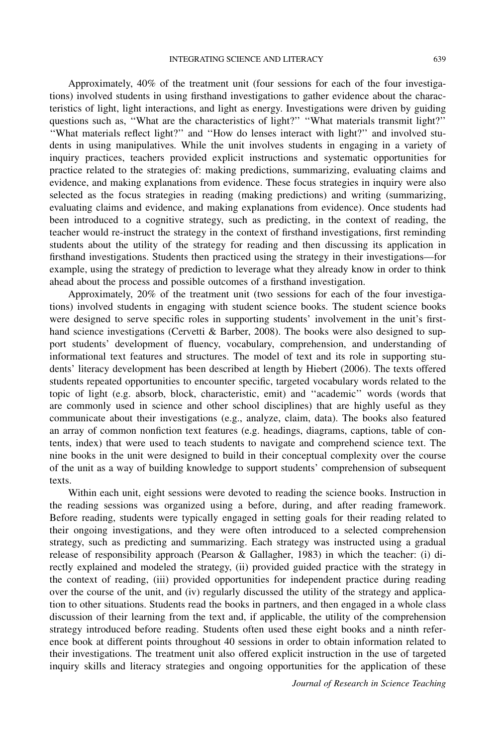Approximately, 40% of the treatment unit (four sessions for each of the four investigations) involved students in using firsthand investigations to gather evidence about the characteristics of light, light interactions, and light as energy. Investigations were driven by guiding questions such as, "What are the characteristics of light?" "What materials transmit light?" "What materials reflect light?" and "How do lenses interact with light?" and involved students in using manipulatives. While the unit involves students in engaging in a variety of inquiry practices, teachers provided explicit instructions and systematic opportunities for practice related to the strategies of: making predictions, summarizing, evaluating claims and evidence, and making explanations from evidence. These focus strategies in inquiry were also selected as the focus strategies in reading (making predictions) and writing (summarizing, evaluating claims and evidence, and making explanations from evidence). Once students had been introduced to a cognitive strategy, such as predicting, in the context of reading, the teacher would re-instruct the strategy in the context of firsthand investigations, first reminding students about the utility of the strategy for reading and then discussing its application in firsthand investigations. Students then practiced using the strategy in their investigations—for example, using the strategy of prediction to leverage what they already know in order to think ahead about the process and possible outcomes of a firsthand investigation.

Approximately, 20% of the treatment unit (two sessions for each of the four investigations) involved students in engaging with student science books. The student science books were designed to serve specific roles in supporting students' involvement in the unit's firsthand science investigations (Cervetti & Barber, 2008). The books were also designed to support students' development of fluency, vocabulary, comprehension, and understanding of informational text features and structures. The model of text and its role in supporting students' literacy development has been described at length by Hiebert (2006). The texts offered students repeated opportunities to encounter specific, targeted vocabulary words related to the topic of light (e.g. absorb, block, characteristic, emit) and "academic" words (words that are commonly used in science and other school disciplines) that are highly useful as they communicate about their investigations (e.g., analyze, claim, data). The books also featured an array of common nonfiction text features (e.g. headings, diagrams, captions, table of contents, index) that were used to teach students to navigate and comprehend science text. The nine books in the unit were designed to build in their conceptual complexity over the course of the unit as a way of building knowledge to support students' comprehension of subsequent texts.

Within each unit, eight sessions were devoted to reading the science books. Instruction in the reading sessions was organized using a before, during, and after reading framework. Before reading, students were typically engaged in setting goals for their reading related to their ongoing investigations, and they were often introduced to a selected comprehension strategy, such as predicting and summarizing. Each strategy was instructed using a gradual release of responsibility approach (Pearson & Gallagher, 1983) in which the teacher: (i) directly explained and modeled the strategy, (ii) provided guided practice with the strategy in the context of reading, (iii) provided opportunities for independent practice during reading over the course of the unit, and (iv) regularly discussed the utility of the strategy and application to other situations. Students read the books in partners, and then engaged in a whole class discussion of their learning from the text and, if applicable, the utility of the comprehension strategy introduced before reading. Students often used these eight books and a ninth reference book at different points throughout 40 sessions in order to obtain information related to their investigations. The treatment unit also offered explicit instruction in the use of targeted inquiry skills and literacy strategies and ongoing opportunities for the application of these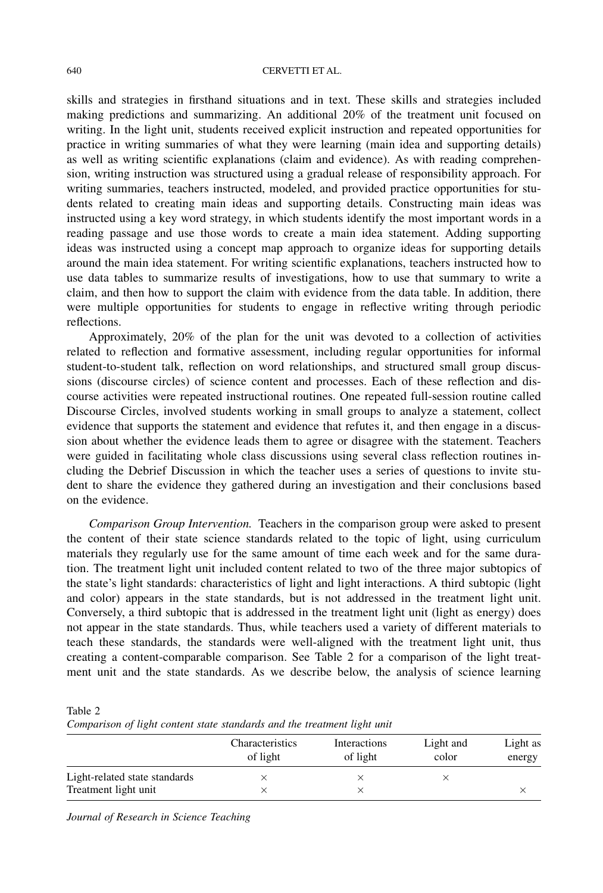skills and strategies in firsthand situations and in text. These skills and strategies included making predictions and summarizing. An additional 20% of the treatment unit focused on writing. In the light unit, students received explicit instruction and repeated opportunities for practice in writing summaries of what they were learning (main idea and supporting details) as well as writing scientific explanations (claim and evidence). As with reading comprehension, writing instruction was structured using a gradual release of responsibility approach. For writing summaries, teachers instructed, modeled, and provided practice opportunities for students related to creating main ideas and supporting details. Constructing main ideas was instructed using a key word strategy, in which students identify the most important words in a reading passage and use those words to create a main idea statement. Adding supporting ideas was instructed using a concept map approach to organize ideas for supporting details around the main idea statement. For writing scientific explanations, teachers instructed how to use data tables to summarize results of investigations, how to use that summary to write a claim, and then how to support the claim with evidence from the data table. In addition, there were multiple opportunities for students to engage in reflective writing through periodic reflections.

Approximately, 20% of the plan for the unit was devoted to a collection of activities related to reflection and formative assessment, including regular opportunities for informal student-to-student talk, reflection on word relationships, and structured small group discussions (discourse circles) of science content and processes. Each of these reflection and discourse activities were repeated instructional routines. One repeated full-session routine called Discourse Circles, involved students working in small groups to analyze a statement, collect evidence that supports the statement and evidence that refutes it, and then engage in a discussion about whether the evidence leads them to agree or disagree with the statement. Teachers were guided in facilitating whole class discussions using several class reflection routines including the Debrief Discussion in which the teacher uses a series of questions to invite student to share the evidence they gathered during an investigation and their conclusions based on the evidence.

*Comparison Group Intervention.* Teachers in the comparison group were asked to present the content of their state science standards related to the topic of light, using curriculum materials they regularly use for the same amount of time each week and for the same duration. The treatment light unit included content related to two of the three major subtopics of the state's light standards: characteristics of light and light interactions. A third subtopic (light and color) appears in the state standards, but is not addressed in the treatment light unit. Conversely, a third subtopic that is addressed in the treatment light unit (light as energy) does not appear in the state standards. Thus, while teachers used a variety of different materials to teach these standards, the standards were well-aligned with the treatment light unit, thus creating a content-comparable comparison. See Table 2 for a comparison of the light treatment unit and the state standards. As we describe below, the analysis of science learning

Table 2
*Comparison of light content state standards and the treatment light unit*

| | Characteristics of light | Interactions of light | Light and color | Light as energy |
|---|---|---|---|---|
| Light-related state standards | × | × | × | |
| Treatment light unit | × | × | | × |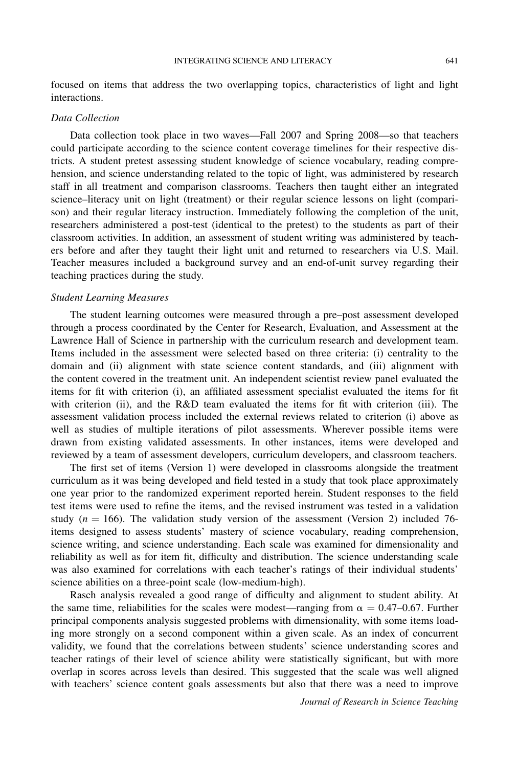focused on items that address the two overlapping topics, characteristics of light and light interactions.

*Data Collection*

Data collection took place in two waves—Fall 2007 and Spring 2008—so that teachers could participate according to the science content coverage timelines for their respective districts. A student pretest assessing student knowledge of science vocabulary, reading comprehension, and science understanding related to the topic of light, was administered by research staff in all treatment and comparison classrooms. Teachers then taught either an integrated science–literacy unit on light (treatment) or their regular science lessons on light (comparison) and their regular literacy instruction. Immediately following the completion of the unit, researchers administered a post-test (identical to the pretest) to the students as part of their classroom activities. In addition, an assessment of student writing was administered by teachers before and after they taught their light unit and returned to researchers via U.S. Mail. Teacher measures included a background survey and an end-of-unit survey regarding their teaching practices during the study.

*Student Learning Measures*

The student learning outcomes were measured through a pre–post assessment developed through a process coordinated by the Center for Research, Evaluation, and Assessment at the Lawrence Hall of Science in partnership with the curriculum research and development team. Items included in the assessment were selected based on three criteria: (i) centrality to the domain and (ii) alignment with state science content standards, and (iii) alignment with the content covered in the treatment unit. An independent scientist review panel evaluated the items for fit with criterion (i), an affiliated assessment specialist evaluated the items for fit with criterion (ii), and the R&D team evaluated the items for fit with criterion (iii). The assessment validation process included the external reviews related to criterion (i) above as well as studies of multiple iterations of pilot assessments. Wherever possible items were drawn from existing validated assessments. In other instances, items were developed and reviewed by a team of assessment developers, curriculum developers, and classroom teachers.

The first set of items (Version 1) were developed in classrooms alongside the treatment curriculum as it was being developed and field tested in a study that took place approximately one year prior to the randomized experiment reported herein. Student responses to the field test items were used to refine the items, and the revised instrument was tested in a validation study ($n = 166$). The validation study version of the assessment (Version 2) included 76-items designed to assess students' mastery of science vocabulary, reading comprehension, science writing, and science understanding. Each scale was examined for dimensionality and reliability as well as for item fit, difficulty and distribution. The science understanding scale was also examined for correlations with each teacher's ratings of their individual students' science abilities on a three-point scale (low-medium-high).

Rasch analysis revealed a good range of difficulty and alignment to student ability. At the same time, reliabilities for the scales were modest—ranging from $\alpha = 0.47$–$0.67$. Further principal components analysis suggested problems with dimensionality, with some items loading more strongly on a second component within a given scale. As an index of concurrent validity, we found that the correlations between students' science understanding scores and teacher ratings of their level of science ability were statistically significant, but with more overlap in scores across levels than desired. This suggested that the scale was well aligned with teachers' science content goals assessments but also that there was a need to improve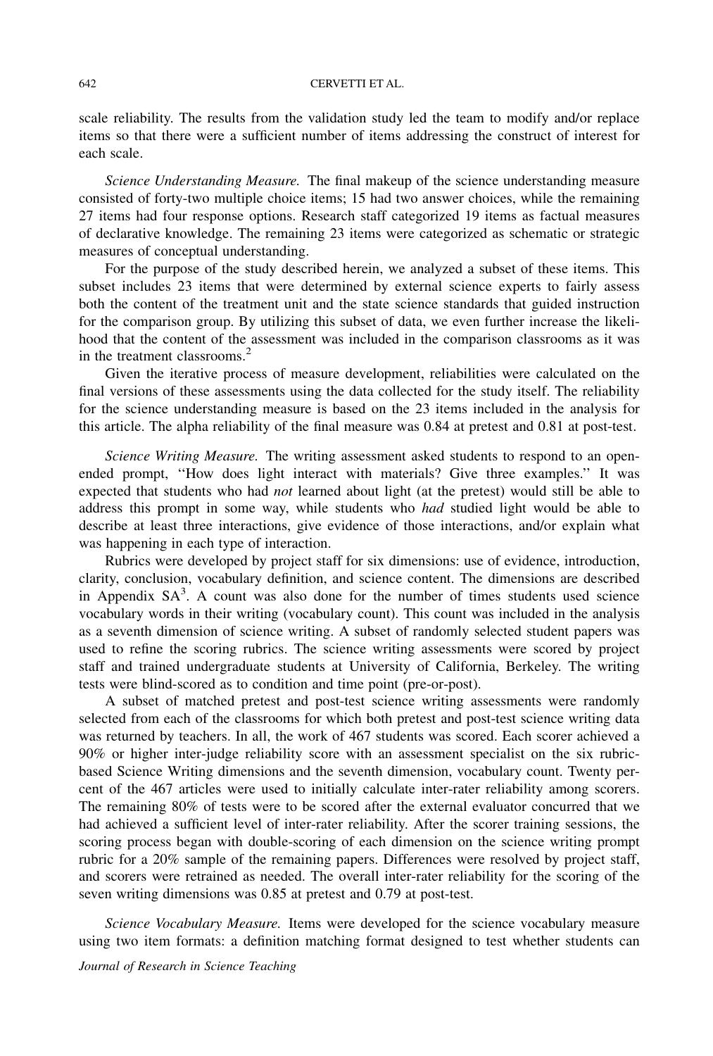scale reliability. The results from the validation study led the team to modify and/or replace items so that there were a sufficient number of items addressing the construct of interest for each scale.

*Science Understanding Measure.* The final makeup of the science understanding measure consisted of forty-two multiple choice items; 15 had two answer choices, while the remaining 27 items had four response options. Research staff categorized 19 items as factual measures of declarative knowledge. The remaining 23 items were categorized as schematic or strategic measures of conceptual understanding.

For the purpose of the study described herein, we analyzed a subset of these items. This subset includes 23 items that were determined by external science experts to fairly assess both the content of the treatment unit and the state science standards that guided instruction for the comparison group. By utilizing this subset of data, we even further increase the likelihood that the content of the assessment was included in the comparison classrooms as it was in the treatment classrooms.[2]

Given the iterative process of measure development, reliabilities were calculated on the final versions of these assessments using the data collected for the study itself. The reliability for the science understanding measure is based on the 23 items included in the analysis for this article. The alpha reliability of the final measure was 0.84 at pretest and 0.81 at post-test.

*Science Writing Measure.* The writing assessment asked students to respond to an open-ended prompt, ''How does light interact with materials? Give three examples.'' It was expected that students who had *not* learned about light (at the pretest) would still be able to address this prompt in some way, while students who *had* studied light would be able to describe at least three interactions, give evidence of those interactions, and/or explain what was happening in each type of interaction.

Rubrics were developed by project staff for six dimensions: use of evidence, introduction, clarity, conclusion, vocabulary definition, and science content. The dimensions are described in Appendix SA[3]. A count was also done for the number of times students used science vocabulary words in their writing (vocabulary count). This count was included in the analysis as a seventh dimension of science writing. A subset of randomly selected student papers was used to refine the scoring rubrics. The science writing assessments were scored by project staff and trained undergraduate students at University of California, Berkeley. The writing tests were blind-scored as to condition and time point (pre-or-post).

A subset of matched pretest and post-test science writing assessments were randomly selected from each of the classrooms for which both pretest and post-test science writing data was returned by teachers. In all, the work of 467 students was scored. Each scorer achieved a 90% or higher inter-judge reliability score with an assessment specialist on the six rubric-based Science Writing dimensions and the seventh dimension, vocabulary count. Twenty percent of the 467 articles were used to initially calculate inter-rater reliability among scorers. The remaining 80% of tests were to be scored after the external evaluator concurred that we had achieved a sufficient level of inter-rater reliability. After the scorer training sessions, the scoring process began with double-scoring of each dimension on the science writing prompt rubric for a 20% sample of the remaining papers. Differences were resolved by project staff, and scorers were retrained as needed. The overall inter-rater reliability for the scoring of the seven writing dimensions was 0.85 at pretest and 0.79 at post-test.

*Science Vocabulary Measure.* Items were developed for the science vocabulary measure using two item formats: a definition matching format designed to test whether students can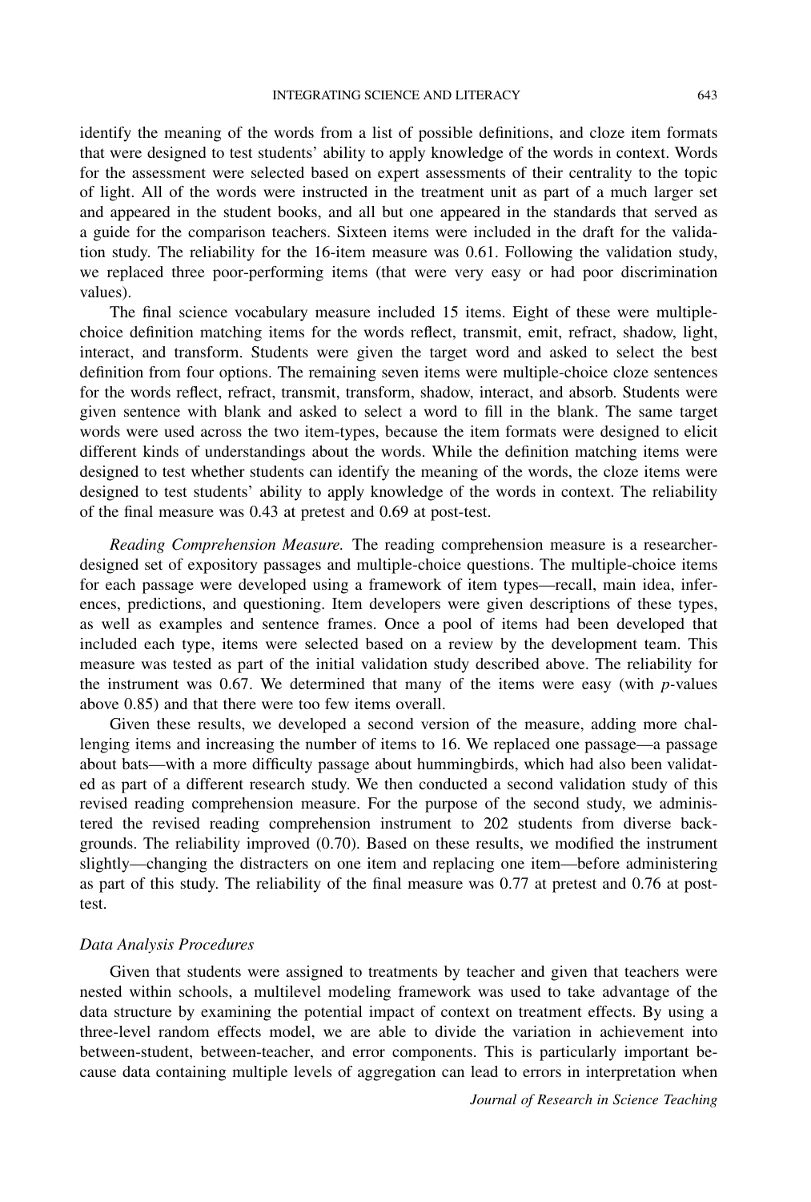identify the meaning of the words from a list of possible definitions, and cloze item formats that were designed to test students' ability to apply knowledge of the words in context. Words for the assessment were selected based on expert assessments of their centrality to the topic of light. All of the words were instructed in the treatment unit as part of a much larger set and appeared in the student books, and all but one appeared in the standards that served as a guide for the comparison teachers. Sixteen items were included in the draft for the validation study. The reliability for the 16-item measure was 0.61. Following the validation study, we replaced three poor-performing items (that were very easy or had poor discrimination values).

The final science vocabulary measure included 15 items. Eight of these were multiple-choice definition matching items for the words reflect, transmit, emit, refract, shadow, light, interact, and transform. Students were given the target word and asked to select the best definition from four options. The remaining seven items were multiple-choice cloze sentences for the words reflect, refract, transmit, transform, shadow, interact, and absorb. Students were given sentence with blank and asked to select a word to fill in the blank. The same target words were used across the two item-types, because the item formats were designed to elicit different kinds of understandings about the words. While the definition matching items were designed to test whether students can identify the meaning of the words, the cloze items were designed to test students' ability to apply knowledge of the words in context. The reliability of the final measure was 0.43 at pretest and 0.69 at post-test.

*Reading Comprehension Measure.* The reading comprehension measure is a researcher-designed set of expository passages and multiple-choice questions. The multiple-choice items for each passage were developed using a framework of item types—recall, main idea, inferences, predictions, and questioning. Item developers were given descriptions of these types, as well as examples and sentence frames. Once a pool of items had been developed that included each type, items were selected based on a review by the development team. This measure was tested as part of the initial validation study described above. The reliability for the instrument was 0.67. We determined that many of the items were easy (with $p$-values above 0.85) and that there were too few items overall.

Given these results, we developed a second version of the measure, adding more challenging items and increasing the number of items to 16. We replaced one passage—a passage about bats—with a more difficulty passage about hummingbirds, which had also been validated as part of a different research study. We then conducted a second validation study of this revised reading comprehension measure. For the purpose of the second study, we administered the revised reading comprehension instrument to 202 students from diverse backgrounds. The reliability improved (0.70). Based on these results, we modified the instrument slightly—changing the distracters on one item and replacing one item—before administering as part of this study. The reliability of the final measure was 0.77 at pretest and 0.76 at post-test.

### *Data Analysis Procedures*

Given that students were assigned to treatments by teacher and given that teachers were nested within schools, a multilevel modeling framework was used to take advantage of the data structure by examining the potential impact of context on treatment effects. By using a three-level random effects model, we are able to divide the variation in achievement into between-student, between-teacher, and error components. This is particularly important because data containing multiple levels of aggregation can lead to errors in interpretation when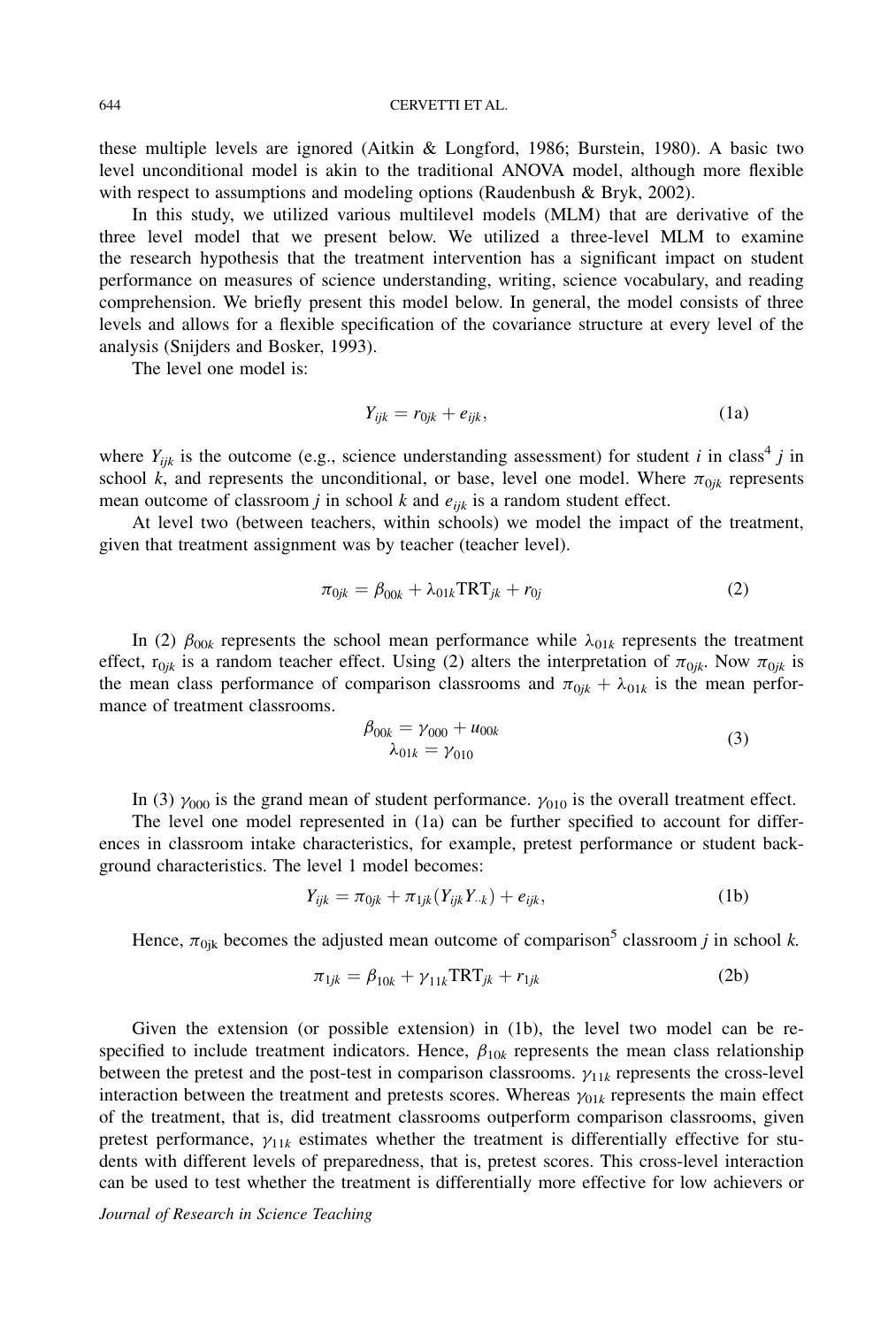these multiple levels are ignored (Aitkin & Longford, 1986; Burstein, 1980). A basic two level unconditional model is akin to the traditional ANOVA model, although more flexible with respect to assumptions and modeling options (Raudenbush & Bryk, 2002).

In this study, we utilized various multilevel models (MLM) that are derivative of the three level model that we present below. We utilized a three-level MLM to examine the research hypothesis that the treatment intervention has a significant impact on student performance on measures of science understanding, writing, science vocabulary, and reading comprehension. We briefly present this model below. In general, the model consists of three levels and allows for a flexible specification of the covariance structure at every level of the analysis (Snijders and Bosker, 1993).

The level one model is:

$$Y_{ijk} = r_{0jk} + e_{ijk}, \tag{1a}$$

where $Y_{ijk}$ is the outcome (e.g., science understanding assessment) for student $i$ in class[4] $j$ in school $k$, and represents the unconditional, or base, level one model. Where $\pi_{0jk}$ represents mean outcome of classroom $j$ in school $k$ and $e_{ijk}$ is a random student effect.

At level two (between teachers, within schools) we model the impact of the treatment, given that treatment assignment was by teacher (teacher level).

$$\pi_{0jk} = \beta_{00k} + \lambda_{01k}\text{TRT}_{jk} + r_{0j} \tag{2}$$

In (2) $\beta_{00k}$ represents the school mean performance while $\lambda_{01k}$ represents the treatment effect, $r_{0jk}$ is a random teacher effect. Using (2) alters the interpretation of $\pi_{0jk}$. Now $\pi_{0jk}$ is the mean class performance of comparison classrooms and $\pi_{0jk} + \lambda_{01k}$ is the mean performance of treatment classrooms.

$$\begin{aligned} \beta_{00k} &= \gamma_{000} + u_{00k} \\ \lambda_{01k} &= \gamma_{010} \end{aligned} \tag{3}$$

In (3) $\gamma_{000}$ is the grand mean of student performance. $\gamma_{010}$ is the overall treatment effect.

The level one model represented in (1a) can be further specified to account for differences in classroom intake characteristics, for example, pretest performance or student background characteristics. The level 1 model becomes:

$$Y_{ijk} = \pi_{0jk} + \pi_{1jk}(Y_{ijk}Y_{\cdot\cdot k}) + e_{ijk}, \tag{1b}$$

Hence, $\pi_{0jk}$ becomes the adjusted mean outcome of comparison[5] classroom $j$ in school $k$.

$$\pi_{1jk} = \beta_{10k} + \gamma_{11k}\text{TRT}_{jk} + r_{1jk} \tag{2b}$$

Given the extension (or possible extension) in (1b), the level two model can be re-specified to include treatment indicators. Hence, $\beta_{10k}$ represents the mean class relationship between the pretest and the post-test in comparison classrooms. $\gamma_{11k}$ represents the cross-level interaction between the treatment and pretests scores. Whereas $\gamma_{01k}$ represents the main effect of the treatment, that is, did treatment classrooms outperform comparison classrooms, given pretest performance, $\gamma_{11k}$ estimates whether the treatment is differentially effective for students with different levels of preparedness, that is, pretest scores. This cross-level interaction can be used to test whether the treatment is differentially more effective for low achievers or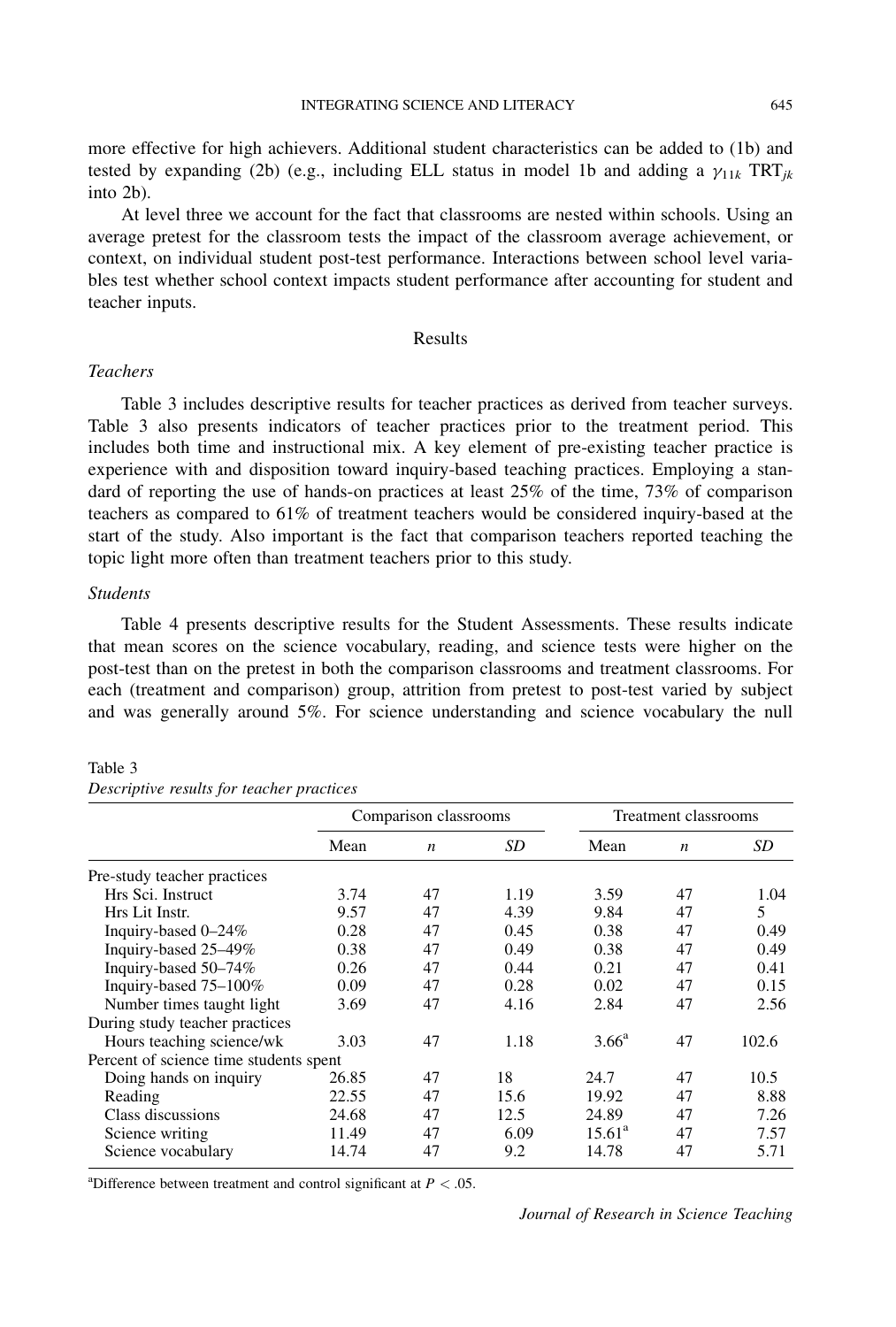more effective for high achievers. Additional student characteristics can be added to (1b) and tested by expanding (2b) (e.g., including ELL status in model 1b and adding a $\gamma_{11k}$ $\text{TRT}_{jk}$ into 2b).

At level three we account for the fact that classrooms are nested within schools. Using an average pretest for the classroom tests the impact of the classroom average achievement, or context, on individual student post-test performance. Interactions between school level variables test whether school context impacts student performance after accounting for student and teacher inputs.

## Results

### *Teachers*

Table 3 includes descriptive results for teacher practices as derived from teacher surveys. Table 3 also presents indicators of teacher practices prior to the treatment period. This includes both time and instructional mix. A key element of pre-existing teacher practice is experience with and disposition toward inquiry-based teaching practices. Employing a standard of reporting the use of hands-on practices at least 25% of the time, 73% of comparison teachers as compared to 61% of treatment teachers would be considered inquiry-based at the start of the study. Also important is the fact that comparison teachers reported teaching the topic light more often than treatment teachers prior to this study.

### *Students*

Table 4 presents descriptive results for the Student Assessments. These results indicate that mean scores on the science vocabulary, reading, and science tests were higher on the post-test than on the pretest in both the comparison classrooms and treatment classrooms. For each (treatment and comparison) group, attrition from pretest to post-test varied by subject and was generally around 5%. For science understanding and science vocabulary the null

Table 3
*Descriptive results for teacher practices*

| | Comparison classrooms | | | Treatment classrooms | | |
|---|---|---|---|---|---|---|
| | Mean | *n* | *SD* | Mean | *n* | *SD* |
| Pre-study teacher practices | | | | | | |
| Hrs Sci. Instruct | 3.74 | 47 | 1.19 | 3.59 | 47 | 1.04 |
| Hrs Lit Instr. | 9.57 | 47 | 4.39 | 9.84 | 47 | 5 |
| Inquiry-based 0–24% | 0.28 | 47 | 0.45 | 0.38 | 47 | 0.49 |
| Inquiry-based 25–49% | 0.38 | 47 | 0.49 | 0.38 | 47 | 0.49 |
| Inquiry-based 50–74% | 0.26 | 47 | 0.44 | 0.21 | 47 | 0.41 |
| Inquiry-based 75–100% | 0.09 | 47 | 0.28 | 0.02 | 47 | 0.15 |
| Number times taught light | 3.69 | 47 | 4.16 | 2.84 | 47 | 2.56 |
| During study teacher practices | | | | | | |
| Hours teaching science/wk | 3.03 | 47 | 1.18 | 3.66[a] | 47 | 102.6 |
| Percent of science time students spent | | | | | | |
| Doing hands on inquiry | 26.85 | 47 | 18 | 24.7 | 47 | 10.5 |
| Reading | 22.55 | 47 | 15.6 | 19.92 | 47 | 8.88 |
| Class discussions | 24.68 | 47 | 12.5 | 24.89 | 47 | 7.26 |
| Science writing | 11.49 | 47 | 6.09 | 15.61[a] | 47 | 7.57 |
| Science vocabulary | 14.74 | 47 | 9.2 | 14.78 | 47 | 5.71 |

[a]Difference between treatment and control significant at $P < .05$.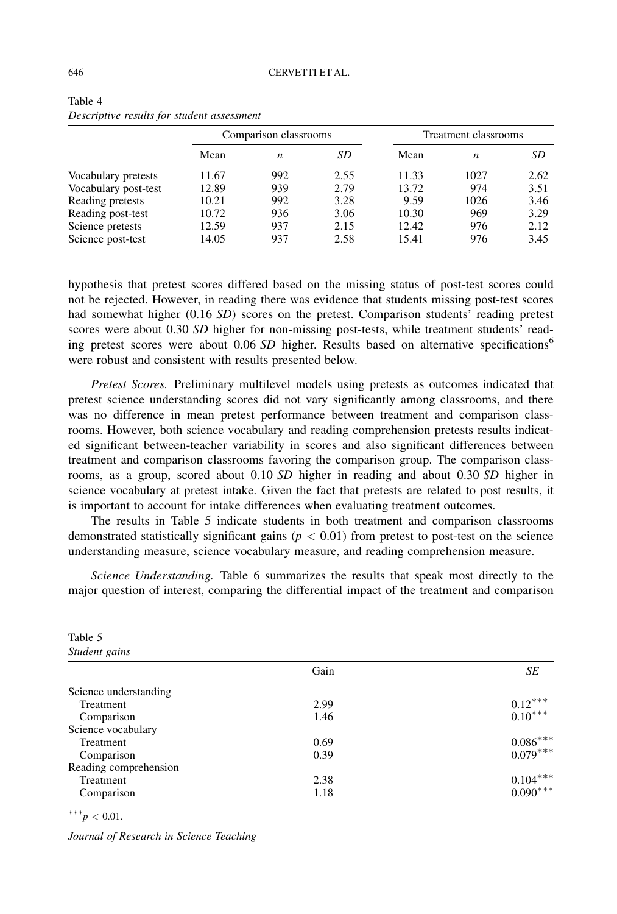Table 4
*Descriptive results for student assessment*

| | Comparison classrooms | | | Treatment classrooms | | |
|---|---|---|---|---|---|---|
| | Mean | *n* | *SD* | Mean | *n* | *SD* |
| Vocabulary pretests | 11.67 | 992 | 2.55 | 11.33 | 1027 | 2.62 |
| Vocabulary post-test | 12.89 | 939 | 2.79 | 13.72 | 974 | 3.51 |
| Reading pretests | 10.21 | 992 | 3.28 | 9.59 | 1026 | 3.46 |
| Reading post-test | 10.72 | 936 | 3.06 | 10.30 | 969 | 3.29 |
| Science pretests | 12.59 | 937 | 2.15 | 12.42 | 976 | 2.12 |
| Science post-test | 14.05 | 937 | 2.58 | 15.41 | 976 | 3.45 |

hypothesis that pretest scores differed based on the missing status of post-test scores could not be rejected. However, in reading there was evidence that students missing post-test scores had somewhat higher (0.16 *SD*) scores on the pretest. Comparison students' reading pretest scores were about 0.30 *SD* higher for non-missing post-tests, while treatment students' reading pretest scores were about 0.06 *SD* higher. Results based on alternative specifications[6] were robust and consistent with results presented below.

*Pretest Scores.* Preliminary multilevel models using pretests as outcomes indicated that pretest science understanding scores did not vary significantly among classrooms, and there was no difference in mean pretest performance between treatment and comparison classrooms. However, both science vocabulary and reading comprehension pretests results indicated significant between-teacher variability in scores and also significant differences between treatment and comparison classrooms favoring the comparison group. The comparison classrooms, as a group, scored about 0.10 *SD* higher in reading and about 0.30 *SD* higher in science vocabulary at pretest intake. Given the fact that pretests are related to post results, it is important to account for intake differences when evaluating treatment outcomes.

The results in Table 5 indicate students in both treatment and comparison classrooms demonstrated statistically significant gains ($p < 0.01$) from pretest to post-test on the science understanding measure, science vocabulary measure, and reading comprehension measure.

*Science Understanding.* Table 6 summarizes the results that speak most directly to the major question of interest, comparing the differential impact of the treatment and comparison

Table 5
*Student gains*

| | Gain | *SE* |
|---|---|---|
| Science understanding | | |
| Treatment | 2.99 | $0.12^{***}$ |
| Comparison | 1.46 | $0.10^{***}$ |
| Science vocabulary | | |
| Treatment | 0.69 | $0.086^{***}$ |
| Comparison | 0.39 | $0.079^{***}$ |
| Reading comprehension | | |
| Treatment | 2.38 | $0.104^{***}$ |
| Comparison | 1.18 | $0.090^{***}$ |

$^{***}p < 0.01$.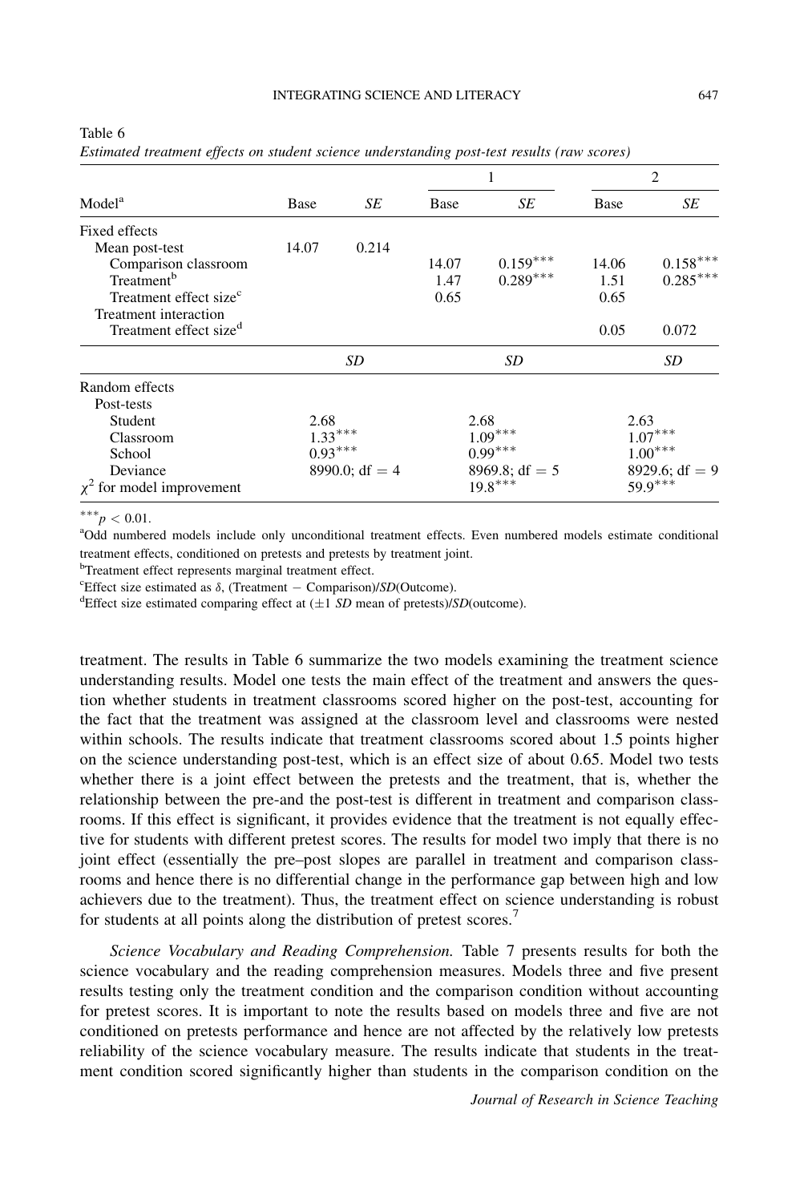Table 6

*Estimated treatment effects on student science understanding post-test results (raw scores)*

| Model[a] | Base | *SE* | 1 Base | 1 *SE* | 2 Base | 2 *SE* |
|---|---|---|---|---|---|---|
| Fixed effects | | | | | | |
| Mean post-test | 14.07 | 0.214 | | | | |
| Comparison classroom | | | 14.07 | 0.159*** | 14.06 | 0.158*** |
| Treatment[b] | | | 1.47 | 0.289*** | 1.51 | 0.285*** |
| Treatment effect size[c] | | | 0.65 | | 0.65 | |
| Treatment interaction | | | | | | |
| Treatment effect size[d] | | | | | 0.05 | 0.072 |
| | *SD* | | *SD* | | *SD* | |
| Random effects | | | | | | |
| Post-tests | | | | | | |
| Student | 2.68 | | 2.68 | | 2.63 | |
| Classroom | 1.33*** | | 1.09*** | | 1.07*** | |
| School | 0.93*** | | 0.99*** | | 1.00*** | |
| Deviance | 8990.0; df = 4 | | 8969.8; df = 5 | | 8929.6; df = 9 | |
| $\chi^2$ for model improvement | | | 19.8*** | | 59.9*** | |

$^{***}p < 0.01$.

[a]Odd numbered models include only unconditional treatment effects. Even numbered models estimate conditional treatment effects, conditioned on pretests and pretests by treatment joint.

[b]Treatment effect represents marginal treatment effect.

[c]Effect size estimated as $\delta$, (Treatment − Comparison)/*SD*(Outcome).

[d]Effect size estimated comparing effect at (±1 *SD* mean of pretests)/*SD*(outcome).

treatment. The results in Table 6 summarize the two models examining the treatment science understanding results. Model one tests the main effect of the treatment and answers the question whether students in treatment classrooms scored higher on the post-test, accounting for the fact that the treatment was assigned at the classroom level and classrooms were nested within schools. The results indicate that treatment classrooms scored about 1.5 points higher on the science understanding post-test, which is an effect size of about 0.65. Model two tests whether there is a joint effect between the pretests and the treatment, that is, whether the relationship between the pre-and the post-test is different in treatment and comparison classrooms. If this effect is significant, it provides evidence that the treatment is not equally effective for students with different pretest scores. The results for model two imply that there is no joint effect (essentially the pre–post slopes are parallel in treatment and comparison classrooms and hence there is no differential change in the performance gap between high and low achievers due to the treatment). Thus, the treatment effect on science understanding is robust for students at all points along the distribution of pretest scores.[7]

*Science Vocabulary and Reading Comprehension.* Table 7 presents results for both the science vocabulary and the reading comprehension measures. Models three and five present results testing only the treatment condition and the comparison condition without accounting for pretest scores. It is important to note the results based on models three and five are not conditioned on pretests performance and hence are not affected by the relatively low pretests reliability of the science vocabulary measure. The results indicate that students in the treatment condition scored significantly higher than students in the comparison condition on the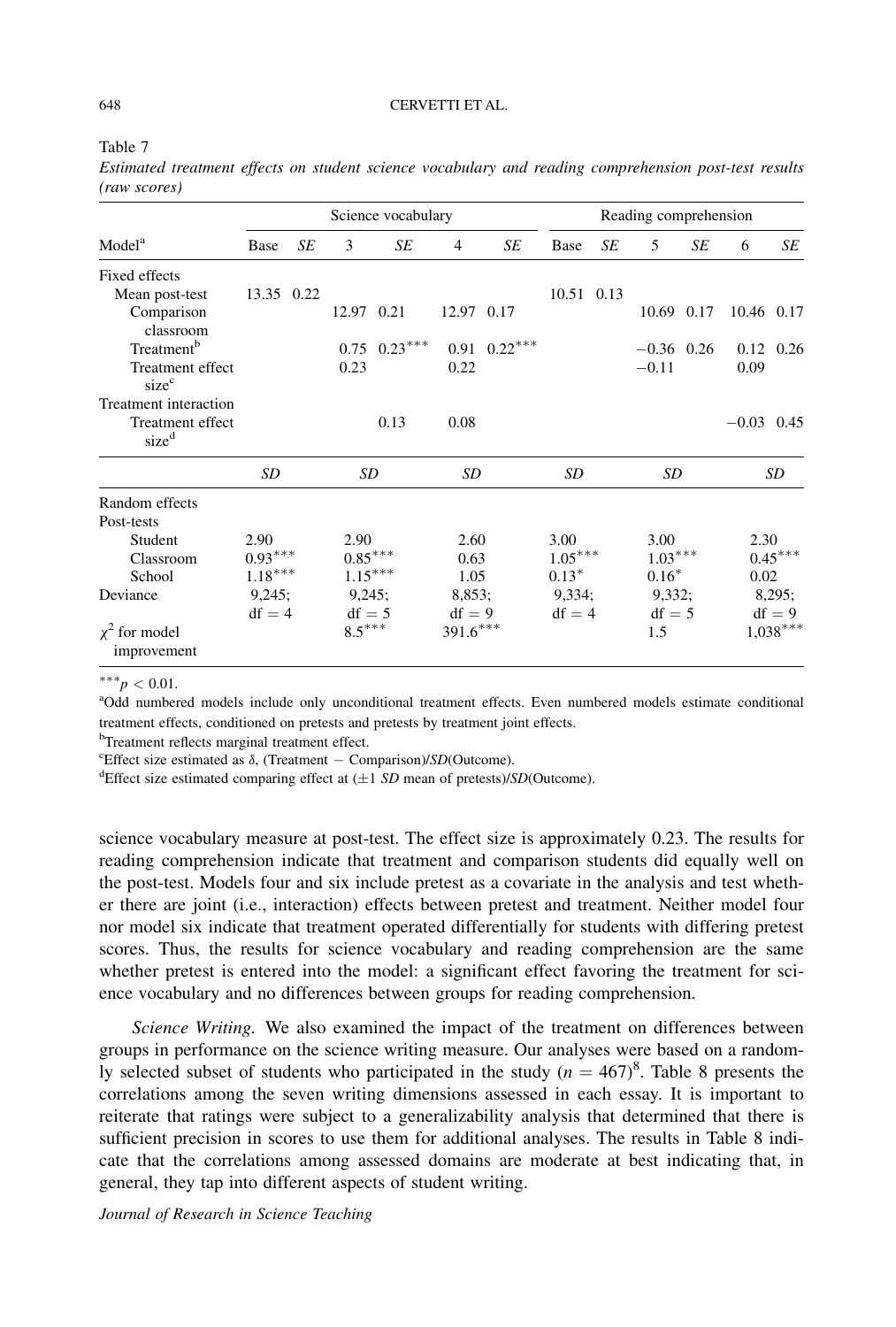Table 7

*Estimated treatment effects on student science vocabulary and reading comprehension post-test results (raw scores)*

| Model[a] | Science vocabulary | | | | | | Reading comprehension | | | | | |
|---|---|---|---|---|---|---|---|---|---|---|---|---|
| | Base | *SE* | 3 | *SE* | 4 | *SE* | Base | *SE* | 5 | *SE* | 6 | *SE* |
| Fixed effects | | | | | | | | | | | | |
| Mean post-test | 13.35 | 0.22 | | | | | 10.51 | 0.13 | | | | |
| Comparison classroom | | | 12.97 | 0.21 | 12.97 | 0.17 | | | 10.69 | 0.17 | 10.46 | 0.17 |
| Treatment[b] | | | 0.75 | 0.23*** | 0.91 | 0.22*** | | | −0.36 | 0.26 | 0.12 | 0.26 |
| Treatment effect size[c] | | | 0.23 | | 0.22 | | | | −0.11 | | 0.09 | |
| Treatment interaction | | | | | | | | | | | | |
| Treatment effect size[d] | | | | 0.13 | 0.08 | | | | | | −0.03 | 0.45 |
| | *SD* | | *SD* | | *SD* | | *SD* | | *SD* | | *SD* | |
| Random effects | | | | | | | | | | | | |
| Post-tests | | | | | | | | | | | | |
| Student | 2.90 | | 2.90 | | 2.60 | | 3.00 | | 3.00 | | 2.30 | |
| Classroom | 0.93*** | | 0.85*** | | 0.63 | | 1.05*** | | 1.03*** | | 0.45*** | |
| School | 1.18*** | | 1.15*** | | 1.05 | | 0.13* | | 0.16* | | 0.02 | |
| Deviance | 9,245; df = 4 | | 9,245; df = 5 | | 8,853; df = 9 | | 9,334; df = 4 | | 9,332; df = 5 | | 8,295; df = 9 | |
| $\chi^2$ for model improvement | | | 8.5*** | | 391.6*** | | | | 1.5 | | 1,038*** | |

***$p < 0.01$.

[a]Odd numbered models include only unconditional treatment effects. Even numbered models estimate conditional treatment effects, conditioned on pretests and pretests by treatment joint effects.

[b]Treatment reflects marginal treatment effect.

[c]Effect size estimated as $\delta$, (Treatment − Comparison)/*SD*(Outcome).

[d]Effect size estimated comparing effect at ($\pm 1$ *SD* mean of pretests)/*SD*(Outcome).

science vocabulary measure at post-test. The effect size is approximately 0.23. The results for reading comprehension indicate that treatment and comparison students did equally well on the post-test. Models four and six include pretest as a covariate in the analysis and test whether there are joint (i.e., interaction) effects between pretest and treatment. Neither model four nor model six indicate that treatment operated differentially for students with differing pretest scores. Thus, the results for science vocabulary and reading comprehension are the same whether pretest is entered into the model: a significant effect favoring the treatment for science vocabulary and no differences between groups for reading comprehension.

*Science Writing.* We also examined the impact of the treatment on differences between groups in performance on the science writing measure. Our analyses were based on a randomly selected subset of students who participated in the study ($n = 467$)[8]. Table 8 presents the correlations among the seven writing dimensions assessed in each essay. It is important to reiterate that ratings were subject to a generalizability analysis that determined that there is sufficient precision in scores to use them for additional analyses. The results in Table 8 indicate that the correlations among assessed domains are moderate at best indicating that, in general, they tap into different aspects of student writing.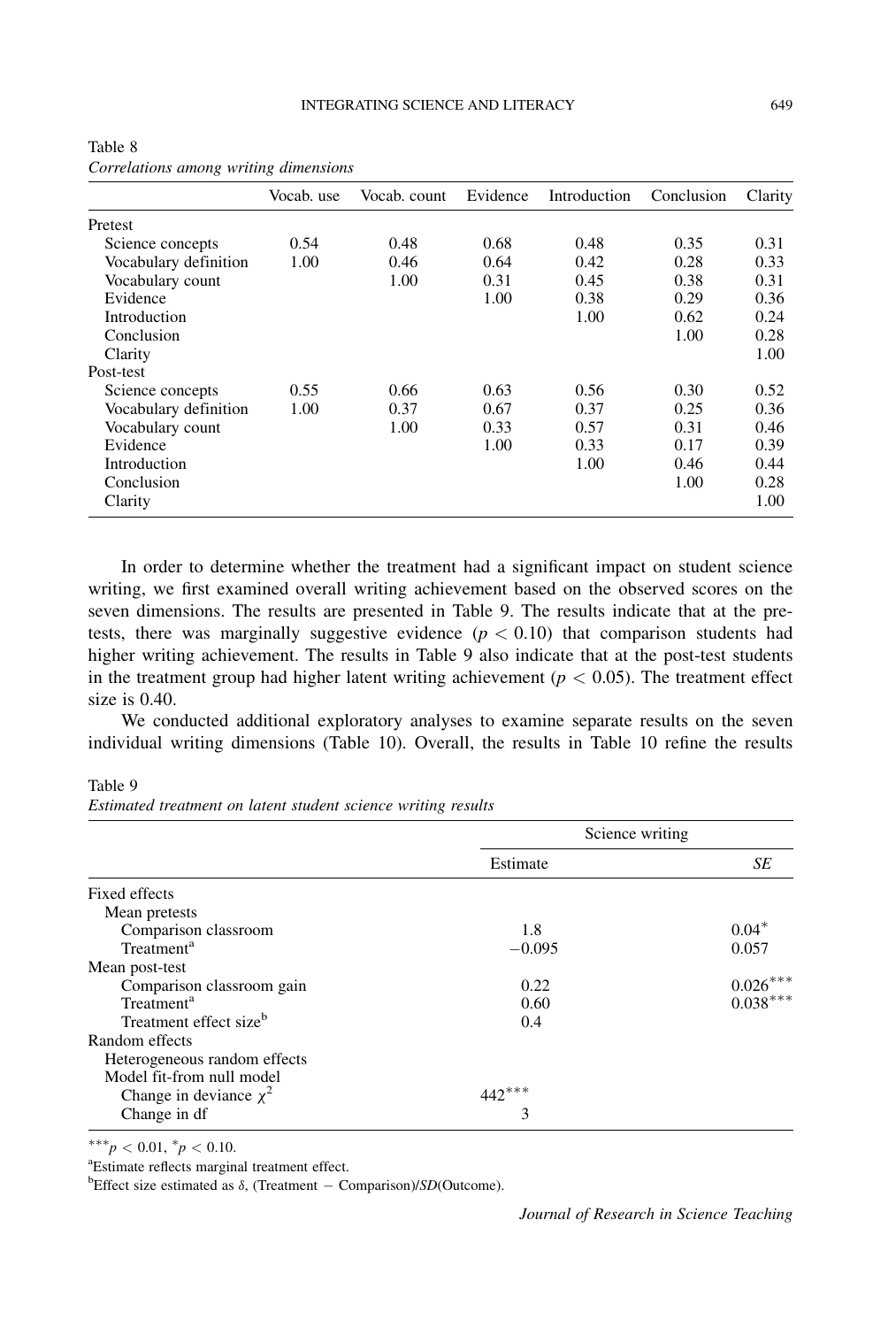Table 8
*Correlations among writing dimensions*

| | Vocab. use | Vocab. count | Evidence | Introduction | Conclusion | Clarity |
|---|---|---|---|---|---|---|
| Pretest | | | | | | |
| Science concepts | 0.54 | 0.48 | 0.68 | 0.48 | 0.35 | 0.31 |
| Vocabulary definition | 1.00 | 0.46 | 0.64 | 0.42 | 0.28 | 0.33 |
| Vocabulary count | | 1.00 | 0.31 | 0.45 | 0.38 | 0.31 |
| Evidence | | | 1.00 | 0.38 | 0.29 | 0.36 |
| Introduction | | | | 1.00 | 0.62 | 0.24 |
| Conclusion | | | | | 1.00 | 0.28 |
| Clarity | | | | | | 1.00 |
| Post-test | | | | | | |
| Science concepts | 0.55 | 0.66 | 0.63 | 0.56 | 0.30 | 0.52 |
| Vocabulary definition | 1.00 | 0.37 | 0.67 | 0.37 | 0.25 | 0.36 |
| Vocabulary count | | 1.00 | 0.33 | 0.57 | 0.31 | 0.46 |
| Evidence | | | 1.00 | 0.33 | 0.17 | 0.39 |
| Introduction | | | | 1.00 | 0.46 | 0.44 |
| Conclusion | | | | | 1.00 | 0.28 |
| Clarity | | | | | | 1.00 |

In order to determine whether the treatment had a significant impact on student science writing, we first examined overall writing achievement based on the observed scores on the seven dimensions. The results are presented in Table 9. The results indicate that at the pretests, there was marginally suggestive evidence ($p < 0.10$) that comparison students had higher writing achievement. The results in Table 9 also indicate that at the post-test students in the treatment group had higher latent writing achievement ($p < 0.05$). The treatment effect size is 0.40.

We conducted additional exploratory analyses to examine separate results on the seven individual writing dimensions (Table 10). Overall, the results in Table 10 refine the results

Table 9
*Estimated treatment on latent student science writing results*

| | Science writing | |
|---|---|---|
| | Estimate | *SE* |
| Fixed effects | | |
| Mean pretests | | |
| Comparison classroom | 1.8 | 0.04* |
| Treatment[a] | −0.095 | 0.057 |
| Mean post-test | | |
| Comparison classroom gain | 0.22 | 0.026*** |
| Treatment[a] | 0.60 | 0.038*** |
| Treatment effect size[b] | 0.4 | |
| Random effects | | |
| Heterogeneous random effects | | |
| Model fit-from null model | | |
| Change in deviance $\chi^2$ | 442*** | |
| Change in df | 3 | |

***$p < 0.01$, *$p < 0.10$.

[a]Estimate reflects marginal treatment effect.

[b]Effect size estimated as $\delta$, (Treatment − Comparison)/*SD*(Outcome).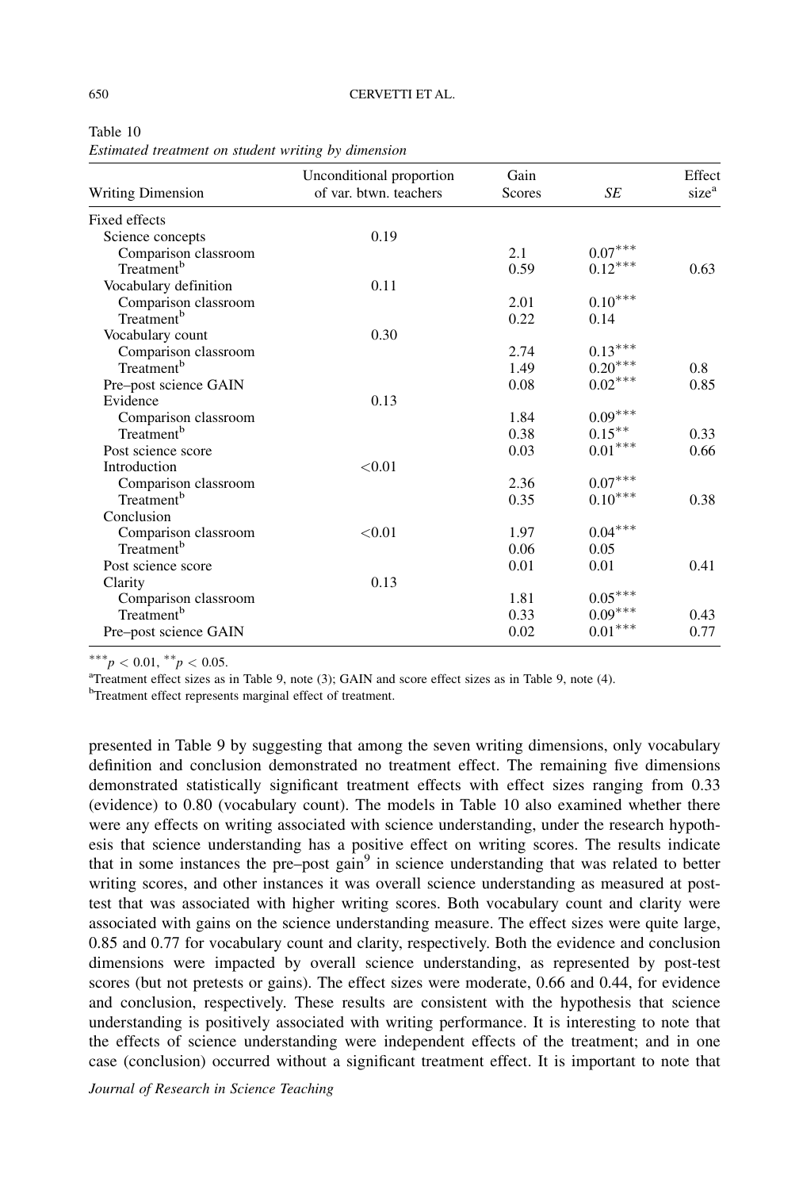Table 10

*Estimated treatment on student writing by dimension*

| Writing Dimension | Unconditional proportion of var. btwn. teachers | Gain Scores | *SE* | Effect size[a] |
|---|---|---|---|---|
| Fixed effects | | | | |
| Science concepts | 0.19 | | | |
| Comparison classroom | | 2.1 | 0.07*** | |
| Treatment[b] | | 0.59 | 0.12*** | 0.63 |
| Vocabulary definition | 0.11 | | | |
| Comparison classroom | | 2.01 | 0.10*** | |
| Treatment[b] | | 0.22 | 0.14 | |
| Vocabulary count | 0.30 | | | |
| Comparison classroom | | 2.74 | 0.13*** | |
| Treatment[b] | | 1.49 | 0.20*** | 0.8 |
| Pre–post science GAIN | | 0.08 | 0.02*** | 0.85 |
| Evidence | 0.13 | | | |
| Comparison classroom | | 1.84 | 0.09*** | |
| Treatment[b] | | 0.38 | 0.15** | 0.33 |
| Post science score | | 0.03 | 0.01*** | 0.66 |
| Introduction | <0.01 | | | |
| Comparison classroom | | 2.36 | 0.07*** | |
| Treatment[b] | | 0.35 | 0.10*** | 0.38 |
| Conclusion | | | | |
| Comparison classroom | <0.01 | 1.97 | 0.04*** | |
| Treatment[b] | | 0.06 | 0.05 | |
| Post science score | | 0.01 | 0.01 | 0.41 |
| Clarity | 0.13 | | | |
| Comparison classroom | | 1.81 | 0.05*** | |
| Treatment[b] | | 0.33 | 0.09*** | 0.43 |
| Pre–post science GAIN | | 0.02 | 0.01*** | 0.77 |

***$p < 0.01$, **$p < 0.05$.

[a]Treatment effect sizes as in Table 9, note (3); GAIN and score effect sizes as in Table 9, note (4).

[b]Treatment effect represents marginal effect of treatment.

presented in Table 9 by suggesting that among the seven writing dimensions, only vocabulary definition and conclusion demonstrated no treatment effect. The remaining five dimensions demonstrated statistically significant treatment effects with effect sizes ranging from 0.33 (evidence) to 0.80 (vocabulary count). The models in Table 10 also examined whether there were any effects on writing associated with science understanding, under the research hypothesis that science understanding has a positive effect on writing scores. The results indicate that in some instances the pre–post gain[9] in science understanding that was related to better writing scores, and other instances it was overall science understanding as measured at post-test that was associated with higher writing scores. Both vocabulary count and clarity were associated with gains on the science understanding measure. The effect sizes were quite large, 0.85 and 0.77 for vocabulary count and clarity, respectively. Both the evidence and conclusion dimensions were impacted by overall science understanding, as represented by post-test scores (but not pretests or gains). The effect sizes were moderate, 0.66 and 0.44, for evidence and conclusion, respectively. These results are consistent with the hypothesis that science understanding is positively associated with writing performance. It is interesting to note that the effects of science understanding were independent effects of the treatment; and in one case (conclusion) occurred without a significant treatment effect. It is important to note that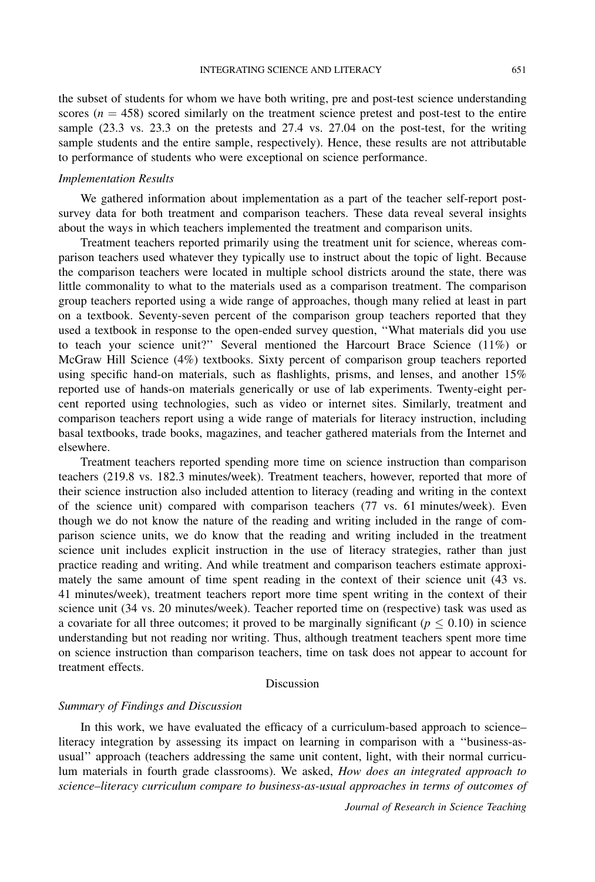the subset of students for whom we have both writing, pre and post-test science understanding scores ($n = 458$) scored similarly on the treatment science pretest and post-test to the entire sample (23.3 vs. 23.3 on the pretests and 27.4 vs. 27.04 on the post-test, for the writing sample students and the entire sample, respectively). Hence, these results are not attributable to performance of students who were exceptional on science performance.

*Implementation Results*

We gathered information about implementation as a part of the teacher self-report post-survey data for both treatment and comparison teachers. These data reveal several insights about the ways in which teachers implemented the treatment and comparison units.

Treatment teachers reported primarily using the treatment unit for science, whereas comparison teachers used whatever they typically use to instruct about the topic of light. Because the comparison teachers were located in multiple school districts around the state, there was little commonality to what to the materials used as a comparison treatment. The comparison group teachers reported using a wide range of approaches, though many relied at least in part on a textbook. Seventy-seven percent of the comparison group teachers reported that they used a textbook in response to the open-ended survey question, ''What materials did you use to teach your science unit?'' Several mentioned the Harcourt Brace Science (11%) or McGraw Hill Science (4%) textbooks. Sixty percent of comparison group teachers reported using specific hand-on materials, such as flashlights, prisms, and lenses, and another 15% reported use of hands-on materials generically or use of lab experiments. Twenty-eight percent reported using technologies, such as video or internet sites. Similarly, treatment and comparison teachers report using a wide range of materials for literacy instruction, including basal textbooks, trade books, magazines, and teacher gathered materials from the Internet and elsewhere.

Treatment teachers reported spending more time on science instruction than comparison teachers (219.8 vs. 182.3 minutes/week). Treatment teachers, however, reported that more of their science instruction also included attention to literacy (reading and writing in the context of the science unit) compared with comparison teachers (77 vs. 61 minutes/week). Even though we do not know the nature of the reading and writing included in the range of comparison science units, we do know that the reading and writing included in the treatment science unit includes explicit instruction in the use of literacy strategies, rather than just practice reading and writing. And while treatment and comparison teachers estimate approximately the same amount of time spent reading in the context of their science unit (43 vs. 41 minutes/week), treatment teachers report more time spent writing in the context of their science unit (34 vs. 20 minutes/week). Teacher reported time on (respective) task was used as a covariate for all three outcomes; it proved to be marginally significant ($p \leq 0.10$) in science understanding but not reading nor writing. Thus, although treatment teachers spent more time on science instruction than comparison teachers, time on task does not appear to account for treatment effects.

## Discussion

*Summary of Findings and Discussion*

In this work, we have evaluated the efficacy of a curriculum-based approach to science–literacy integration by assessing its impact on learning in comparison with a ''business-as-usual'' approach (teachers addressing the same unit content, light, with their normal curriculum materials in fourth grade classrooms). We asked, *How does an integrated approach to science–literacy curriculum compare to business-as-usual approaches in terms of outcomes of*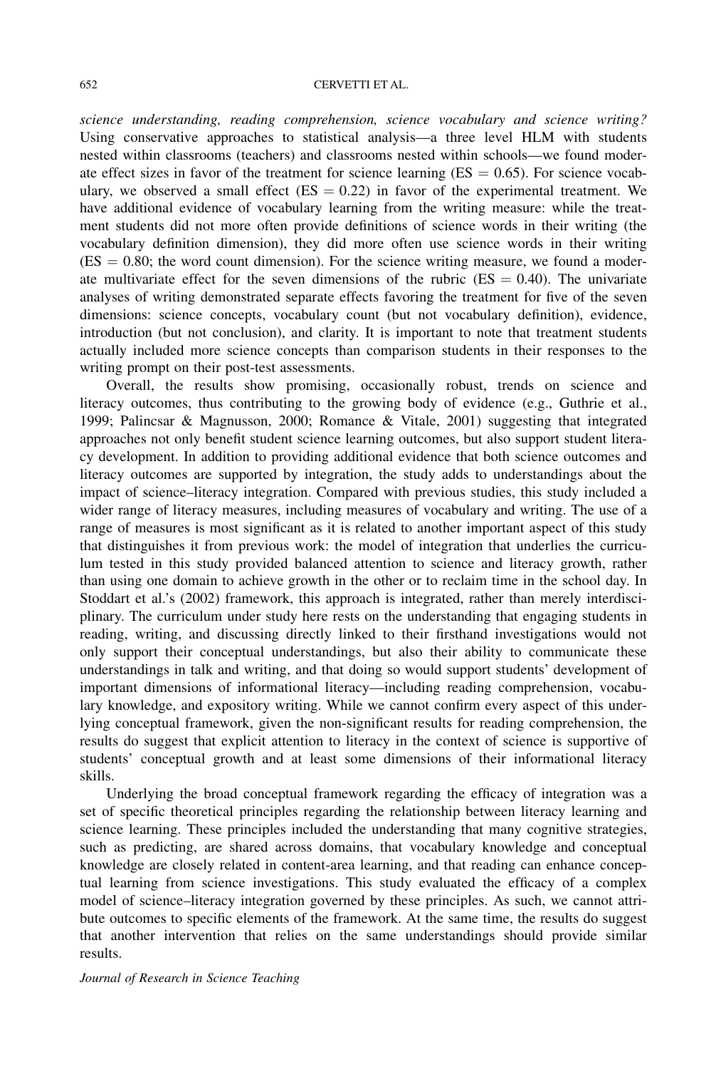*science understanding, reading comprehension, science vocabulary and science writing?* Using conservative approaches to statistical analysis—a three level HLM with students nested within classrooms (teachers) and classrooms nested within schools—we found moderate effect sizes in favor of the treatment for science learning (ES = 0.65). For science vocabulary, we observed a small effect (ES = 0.22) in favor of the experimental treatment. We have additional evidence of vocabulary learning from the writing measure: while the treatment students did not more often provide definitions of science words in their writing (the vocabulary definition dimension), they did more often use science words in their writing (ES = 0.80; the word count dimension). For the science writing measure, we found a moderate multivariate effect for the seven dimensions of the rubric (ES = 0.40). The univariate analyses of writing demonstrated separate effects favoring the treatment for five of the seven dimensions: science concepts, vocabulary count (but not vocabulary definition), evidence, introduction (but not conclusion), and clarity. It is important to note that treatment students actually included more science concepts than comparison students in their responses to the writing prompt on their post-test assessments.

Overall, the results show promising, occasionally robust, trends on science and literacy outcomes, thus contributing to the growing body of evidence (e.g., Guthrie et al., 1999; Palincsar & Magnusson, 2000; Romance & Vitale, 2001) suggesting that integrated approaches not only benefit student science learning outcomes, but also support student literacy development. In addition to providing additional evidence that both science outcomes and literacy outcomes are supported by integration, the study adds to understandings about the impact of science–literacy integration. Compared with previous studies, this study included a wider range of literacy measures, including measures of vocabulary and writing. The use of a range of measures is most significant as it is related to another important aspect of this study that distinguishes it from previous work: the model of integration that underlies the curriculum tested in this study provided balanced attention to science and literacy growth, rather than using one domain to achieve growth in the other or to reclaim time in the school day. In Stoddart et al.'s (2002) framework, this approach is integrated, rather than merely interdisciplinary. The curriculum under study here rests on the understanding that engaging students in reading, writing, and discussing directly linked to their firsthand investigations would not only support their conceptual understandings, but also their ability to communicate these understandings in talk and writing, and that doing so would support students' development of important dimensions of informational literacy—including reading comprehension, vocabulary knowledge, and expository writing. While we cannot confirm every aspect of this underlying conceptual framework, given the non-significant results for reading comprehension, the results do suggest that explicit attention to literacy in the context of science is supportive of students' conceptual growth and at least some dimensions of their informational literacy skills.

Underlying the broad conceptual framework regarding the efficacy of integration was a set of specific theoretical principles regarding the relationship between literacy learning and science learning. These principles included the understanding that many cognitive strategies, such as predicting, are shared across domains, that vocabulary knowledge and conceptual knowledge are closely related in content-area learning, and that reading can enhance conceptual learning from science investigations. This study evaluated the efficacy of a complex model of science–literacy integration governed by these principles. As such, we cannot attribute outcomes to specific elements of the framework. At the same time, the results do suggest that another intervention that relies on the same understandings should provide similar results.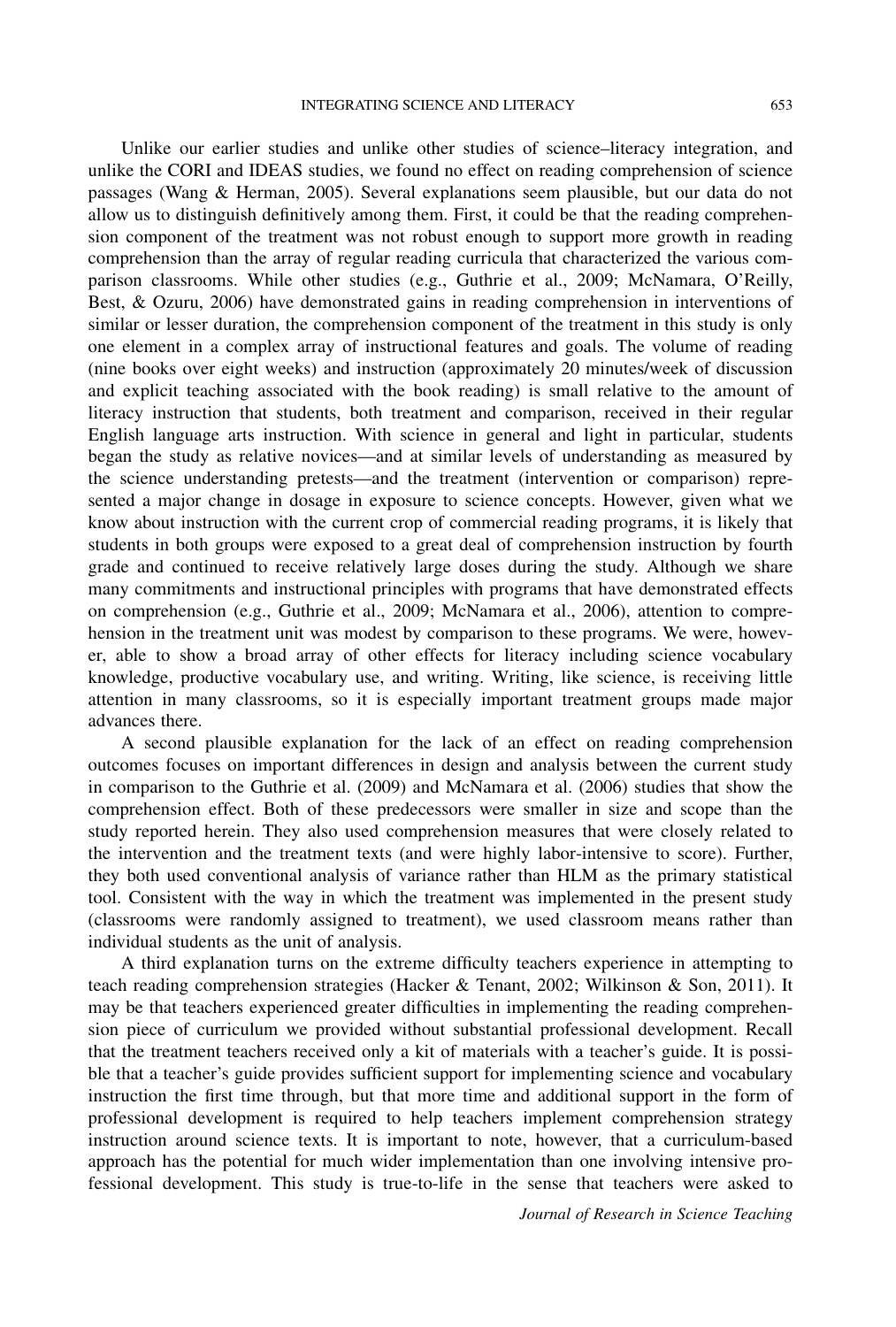Unlike our earlier studies and unlike other studies of science–literacy integration, and unlike the CORI and IDEAS studies, we found no effect on reading comprehension of science passages (Wang & Herman, 2005). Several explanations seem plausible, but our data do not allow us to distinguish definitively among them. First, it could be that the reading comprehension component of the treatment was not robust enough to support more growth in reading comprehension than the array of regular reading curricula that characterized the various comparison classrooms. While other studies (e.g., Guthrie et al., 2009; McNamara, O'Reilly, Best, & Ozuru, 2006) have demonstrated gains in reading comprehension in interventions of similar or lesser duration, the comprehension component of the treatment in this study is only one element in a complex array of instructional features and goals. The volume of reading (nine books over eight weeks) and instruction (approximately 20 minutes/week of discussion and explicit teaching associated with the book reading) is small relative to the amount of literacy instruction that students, both treatment and comparison, received in their regular English language arts instruction. With science in general and light in particular, students began the study as relative novices—and at similar levels of understanding as measured by the science understanding pretests—and the treatment (intervention or comparison) represented a major change in dosage in exposure to science concepts. However, given what we know about instruction with the current crop of commercial reading programs, it is likely that students in both groups were exposed to a great deal of comprehension instruction by fourth grade and continued to receive relatively large doses during the study. Although we share many commitments and instructional principles with programs that have demonstrated effects on comprehension (e.g., Guthrie et al., 2009; McNamara et al., 2006), attention to comprehension in the treatment unit was modest by comparison to these programs. We were, however, able to show a broad array of other effects for literacy including science vocabulary knowledge, productive vocabulary use, and writing. Writing, like science, is receiving little attention in many classrooms, so it is especially important treatment groups made major advances there.

A second plausible explanation for the lack of an effect on reading comprehension outcomes focuses on important differences in design and analysis between the current study in comparison to the Guthrie et al. (2009) and McNamara et al. (2006) studies that show the comprehension effect. Both of these predecessors were smaller in size and scope than the study reported herein. They also used comprehension measures that were closely related to the intervention and the treatment texts (and were highly labor-intensive to score). Further, they both used conventional analysis of variance rather than HLM as the primary statistical tool. Consistent with the way in which the treatment was implemented in the present study (classrooms were randomly assigned to treatment), we used classroom means rather than individual students as the unit of analysis.

A third explanation turns on the extreme difficulty teachers experience in attempting to teach reading comprehension strategies (Hacker & Tenant, 2002; Wilkinson & Son, 2011). It may be that teachers experienced greater difficulties in implementing the reading comprehension piece of curriculum we provided without substantial professional development. Recall that the treatment teachers received only a kit of materials with a teacher's guide. It is possible that a teacher's guide provides sufficient support for implementing science and vocabulary instruction the first time through, but that more time and additional support in the form of professional development is required to help teachers implement comprehension strategy instruction around science texts. It is important to note, however, that a curriculum-based approach has the potential for much wider implementation than one involving intensive professional development. This study is true-to-life in the sense that teachers were asked to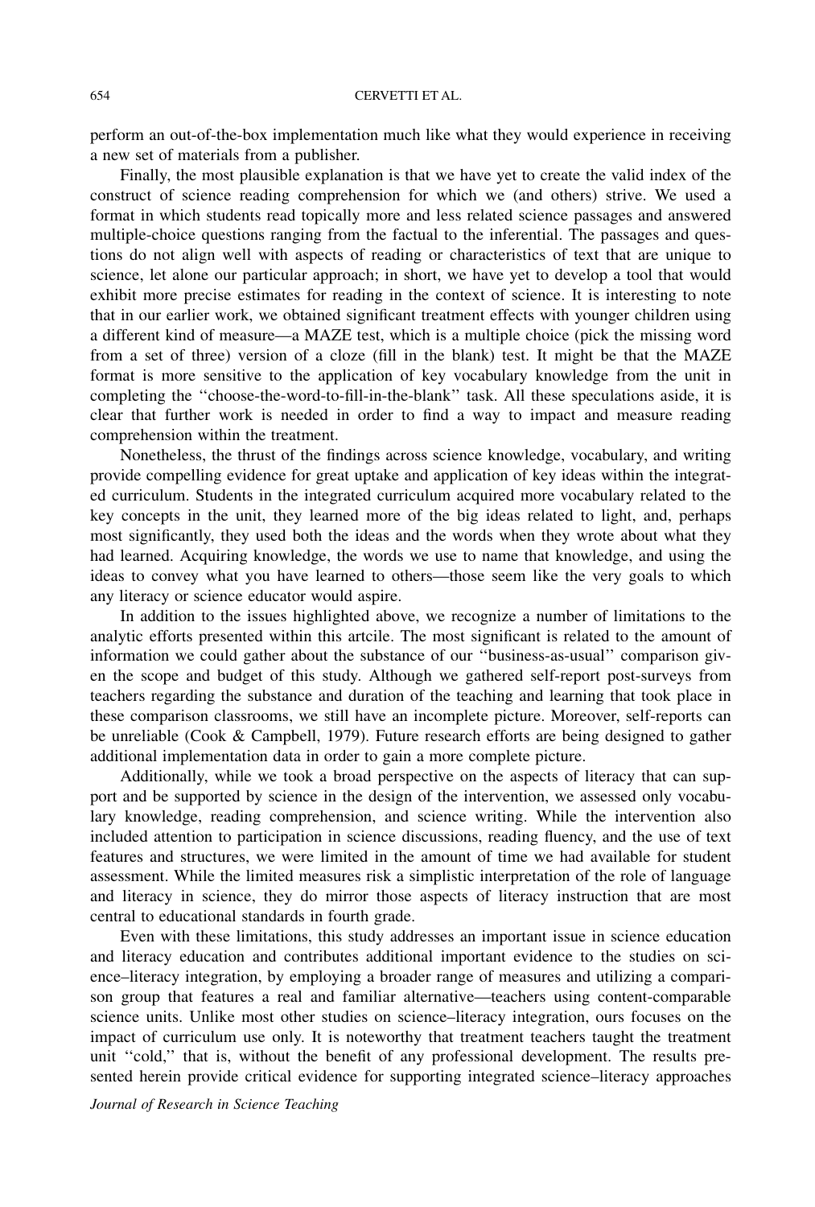perform an out-of-the-box implementation much like what they would experience in receiving a new set of materials from a publisher.

Finally, the most plausible explanation is that we have yet to create the valid index of the construct of science reading comprehension for which we (and others) strive. We used a format in which students read topically more and less related science passages and answered multiple-choice questions ranging from the factual to the inferential. The passages and questions do not align well with aspects of reading or characteristics of text that are unique to science, let alone our particular approach; in short, we have yet to develop a tool that would exhibit more precise estimates for reading in the context of science. It is interesting to note that in our earlier work, we obtained significant treatment effects with younger children using a different kind of measure—a MAZE test, which is a multiple choice (pick the missing word from a set of three) version of a cloze (fill in the blank) test. It might be that the MAZE format is more sensitive to the application of key vocabulary knowledge from the unit in completing the ''choose-the-word-to-fill-in-the-blank'' task. All these speculations aside, it is clear that further work is needed in order to find a way to impact and measure reading comprehension within the treatment.

Nonetheless, the thrust of the findings across science knowledge, vocabulary, and writing provide compelling evidence for great uptake and application of key ideas within the integrated curriculum. Students in the integrated curriculum acquired more vocabulary related to the key concepts in the unit, they learned more of the big ideas related to light, and, perhaps most significantly, they used both the ideas and the words when they wrote about what they had learned. Acquiring knowledge, the words we use to name that knowledge, and using the ideas to convey what you have learned to others—those seem like the very goals to which any literacy or science educator would aspire.

In addition to the issues highlighted above, we recognize a number of limitations to the analytic efforts presented within this artcile. The most significant is related to the amount of information we could gather about the substance of our ''business-as-usual'' comparison given the scope and budget of this study. Although we gathered self-report post-surveys from teachers regarding the substance and duration of the teaching and learning that took place in these comparison classrooms, we still have an incomplete picture. Moreover, self-reports can be unreliable (Cook & Campbell, 1979). Future research efforts are being designed to gather additional implementation data in order to gain a more complete picture.

Additionally, while we took a broad perspective on the aspects of literacy that can support and be supported by science in the design of the intervention, we assessed only vocabulary knowledge, reading comprehension, and science writing. While the intervention also included attention to participation in science discussions, reading fluency, and the use of text features and structures, we were limited in the amount of time we had available for student assessment. While the limited measures risk a simplistic interpretation of the role of language and literacy in science, they do mirror those aspects of literacy instruction that are most central to educational standards in fourth grade.

Even with these limitations, this study addresses an important issue in science education and literacy education and contributes additional important evidence to the studies on science–literacy integration, by employing a broader range of measures and utilizing a comparison group that features a real and familiar alternative—teachers using content-comparable science units. Unlike most other studies on science–literacy integration, ours focuses on the impact of curriculum use only. It is noteworthy that treatment teachers taught the treatment unit ''cold,'' that is, without the benefit of any professional development. The results presented herein provide critical evidence for supporting integrated science–literacy approaches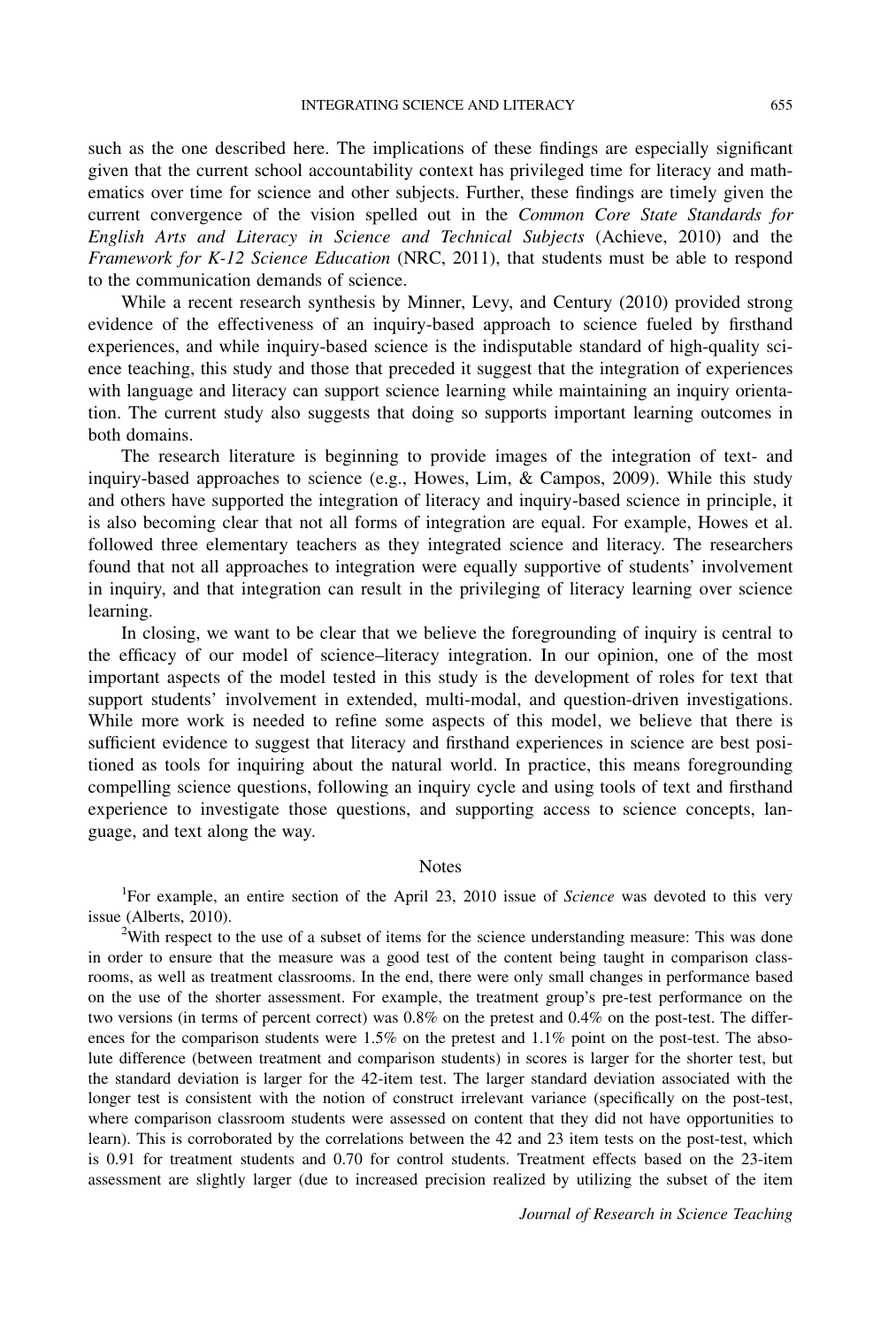such as the one described here. The implications of these findings are especially significant given that the current school accountability context has privileged time for literacy and mathematics over time for science and other subjects. Further, these findings are timely given the current convergence of the vision spelled out in the *Common Core State Standards for English Arts and Literacy in Science and Technical Subjects* (Achieve, 2010) and the *Framework for K-12 Science Education* (NRC, 2011), that students must be able to respond to the communication demands of science.

While a recent research synthesis by Minner, Levy, and Century (2010) provided strong evidence of the effectiveness of an inquiry-based approach to science fueled by firsthand experiences, and while inquiry-based science is the indisputable standard of high-quality science teaching, this study and those that preceded it suggest that the integration of experiences with language and literacy can support science learning while maintaining an inquiry orientation. The current study also suggests that doing so supports important learning outcomes in both domains.

The research literature is beginning to provide images of the integration of text- and inquiry-based approaches to science (e.g., Howes, Lim, & Campos, 2009). While this study and others have supported the integration of literacy and inquiry-based science in principle, it is also becoming clear that not all forms of integration are equal. For example, Howes et al. followed three elementary teachers as they integrated science and literacy. The researchers found that not all approaches to integration were equally supportive of students' involvement in inquiry, and that integration can result in the privileging of literacy learning over science learning.

In closing, we want to be clear that we believe the foregrounding of inquiry is central to the efficacy of our model of science–literacy integration. In our opinion, one of the most important aspects of the model tested in this study is the development of roles for text that support students' involvement in extended, multi-modal, and question-driven investigations. While more work is needed to refine some aspects of this model, we believe that there is sufficient evidence to suggest that literacy and firsthand experiences in science are best positioned as tools for inquiring about the natural world. In practice, this means foregrounding compelling science questions, following an inquiry cycle and using tools of text and firsthand experience to investigate those questions, and supporting access to science concepts, language, and text along the way.

## Notes

[1]For example, an entire section of the April 23, 2010 issue of *Science* was devoted to this very issue (Alberts, 2010).

[2]With respect to the use of a subset of items for the science understanding measure: This was done in order to ensure that the measure was a good test of the content being taught in comparison classrooms, as well as treatment classrooms. In the end, there were only small changes in performance based on the use of the shorter assessment. For example, the treatment group's pre-test performance on the two versions (in terms of percent correct) was 0.8% on the pretest and 0.4% on the post-test. The differences for the comparison students were 1.5% on the pretest and 1.1% point on the post-test. The absolute difference (between treatment and comparison students) in scores is larger for the shorter test, but the standard deviation is larger for the 42-item test. The larger standard deviation associated with the longer test is consistent with the notion of construct irrelevant variance (specifically on the post-test, where comparison classroom students were assessed on content that they did not have opportunities to learn). This is corroborated by the correlations between the 42 and 23 item tests on the post-test, which is 0.91 for treatment students and 0.70 for control students. Treatment effects based on the 23-item assessment are slightly larger (due to increased precision realized by utilizing the subset of the item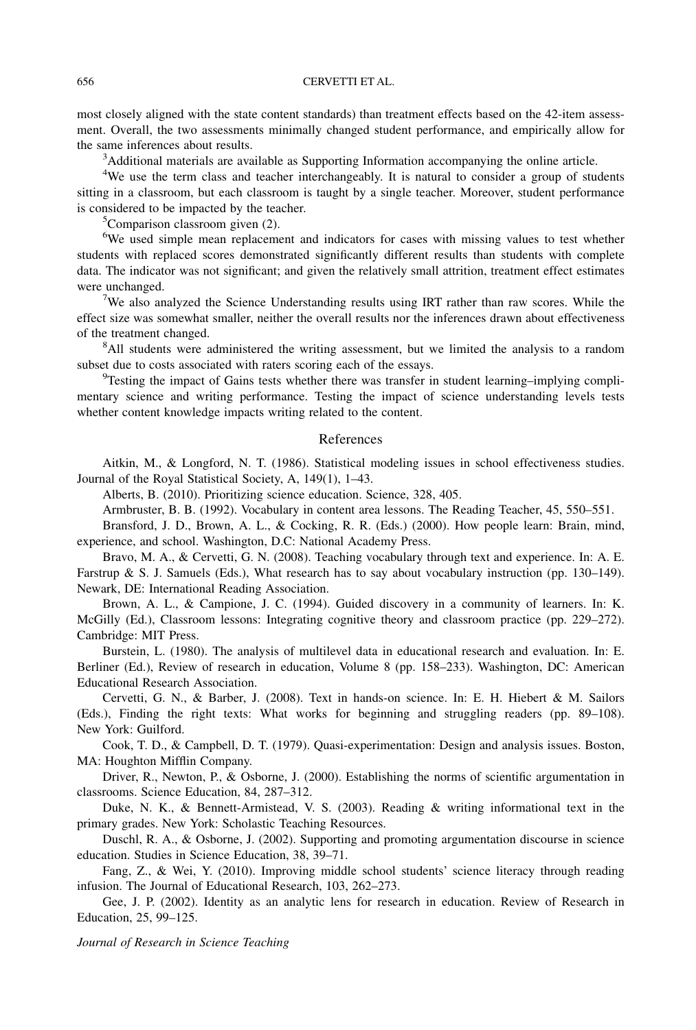most closely aligned with the state content standards) than treatment effects based on the 42-item assessment. Overall, the two assessments minimally changed student performance, and empirically allow for the same inferences about results.

[3]Additional materials are available as Supporting Information accompanying the online article.

[4]We use the term class and teacher interchangeably. It is natural to consider a group of students sitting in a classroom, but each classroom is taught by a single teacher. Moreover, student performance is considered to be impacted by the teacher.

[5]Comparison classroom given (2).

[6]We used simple mean replacement and indicators for cases with missing values to test whether students with replaced scores demonstrated significantly different results than students with complete data. The indicator was not significant; and given the relatively small attrition, treatment effect estimates were unchanged.

[7]We also analyzed the Science Understanding results using IRT rather than raw scores. While the effect size was somewhat smaller, neither the overall results nor the inferences drawn about effectiveness of the treatment changed.

[8]All students were administered the writing assessment, but we limited the analysis to a random subset due to costs associated with raters scoring each of the essays.

[9]Testing the impact of Gains tests whether there was transfer in student learning–implying complimentary science and writing performance. Testing the impact of science understanding levels tests whether content knowledge impacts writing related to the content.

## References

Aitkin, M., & Longford, N. T. (1986). Statistical modeling issues in school effectiveness studies. Journal of the Royal Statistical Society, A, 149(1), 1–43.

Alberts, B. (2010). Prioritizing science education. Science, 328, 405.

Armbruster, B. B. (1992). Vocabulary in content area lessons. The Reading Teacher, 45, 550–551.

Bransford, J. D., Brown, A. L., & Cocking, R. R. (Eds.) (2000). How people learn: Brain, mind, experience, and school. Washington, D.C: National Academy Press.

Bravo, M. A., & Cervetti, G. N. (2008). Teaching vocabulary through text and experience. In: A. E. Farstrup & S. J. Samuels (Eds.), What research has to say about vocabulary instruction (pp. 130–149). Newark, DE: International Reading Association.

Brown, A. L., & Campione, J. C. (1994). Guided discovery in a community of learners. In: K. McGilly (Ed.), Classroom lessons: Integrating cognitive theory and classroom practice (pp. 229–272). Cambridge: MIT Press.

Burstein, L. (1980). The analysis of multilevel data in educational research and evaluation. In: E. Berliner (Ed.), Review of research in education, Volume 8 (pp. 158–233). Washington, DC: American Educational Research Association.

Cervetti, G. N., & Barber, J. (2008). Text in hands-on science. In: E. H. Hiebert & M. Sailors (Eds.), Finding the right texts: What works for beginning and struggling readers (pp. 89–108). New York: Guilford.

Cook, T. D., & Campbell, D. T. (1979). Quasi-experimentation: Design and analysis issues. Boston, MA: Houghton Mifflin Company.

Driver, R., Newton, P., & Osborne, J. (2000). Establishing the norms of scientific argumentation in classrooms. Science Education, 84, 287–312.

Duke, N. K., & Bennett-Armistead, V. S. (2003). Reading & writing informational text in the primary grades. New York: Scholastic Teaching Resources.

Duschl, R. A., & Osborne, J. (2002). Supporting and promoting argumentation discourse in science education. Studies in Science Education, 38, 39–71.

Fang, Z., & Wei, Y. (2010). Improving middle school students' science literacy through reading infusion. The Journal of Educational Research, 103, 262–273.

Gee, J. P. (2002). Identity as an analytic lens for research in education. Review of Research in Education, 25, 99–125.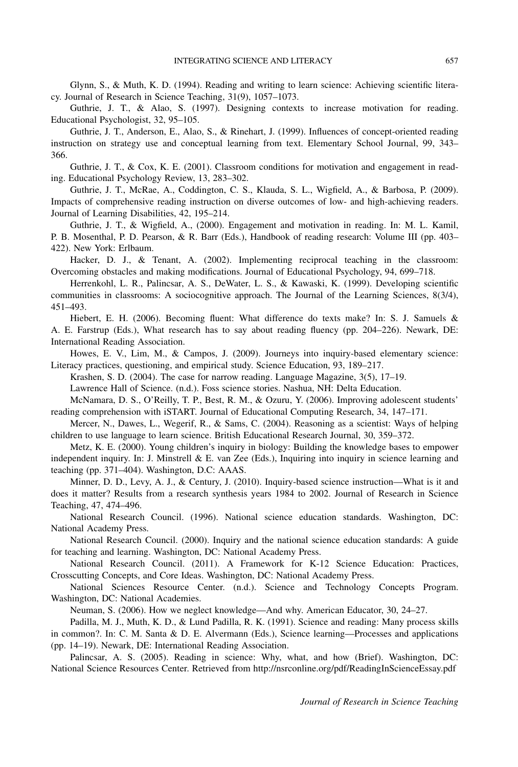Glynn, S., & Muth, K. D. (1994). Reading and writing to learn science: Achieving scientific literacy. Journal of Research in Science Teaching, 31(9), 1057–1073.

Guthrie, J. T., & Alao, S. (1997). Designing contexts to increase motivation for reading. Educational Psychologist, 32, 95–105.

Guthrie, J. T., Anderson, E., Alao, S., & Rinehart, J. (1999). Influences of concept-oriented reading instruction on strategy use and conceptual learning from text. Elementary School Journal, 99, 343–366.

Guthrie, J. T., & Cox, K. E. (2001). Classroom conditions for motivation and engagement in reading. Educational Psychology Review, 13, 283–302.

Guthrie, J. T., McRae, A., Coddington, C. S., Klauda, S. L., Wigfield, A., & Barbosa, P. (2009). Impacts of comprehensive reading instruction on diverse outcomes of low- and high-achieving readers. Journal of Learning Disabilities, 42, 195–214.

Guthrie, J. T., & Wigfield, A., (2000). Engagement and motivation in reading. In: M. L. Kamil, P. B. Mosenthal, P. D. Pearson, & R. Barr (Eds.), Handbook of reading research: Volume III (pp. 403–422). New York: Erlbaum.

Hacker, D. J., & Tenant, A. (2002). Implementing reciprocal teaching in the classroom: Overcoming obstacles and making modifications. Journal of Educational Psychology, 94, 699–718.

Herrenkohl, L. R., Palincsar, A. S., DeWater, L. S., & Kawaski, K. (1999). Developing scientific communities in classrooms: A sociocognitive approach. The Journal of the Learning Sciences, 8(3/4), 451–493.

Hiebert, E. H. (2006). Becoming fluent: What difference do texts make? In: S. J. Samuels & A. E. Farstrup (Eds.), What research has to say about reading fluency (pp. 204–226). Newark, DE: International Reading Association.

Howes, E. V., Lim, M., & Campos, J. (2009). Journeys into inquiry-based elementary science: Literacy practices, questioning, and empirical study. Science Education, 93, 189–217.

Krashen, S. D. (2004). The case for narrow reading. Language Magazine, 3(5), 17–19.

Lawrence Hall of Science. (n.d.). Foss science stories. Nashua, NH: Delta Education.

McNamara, D. S., O'Reilly, T. P., Best, R. M., & Ozuru, Y. (2006). Improving adolescent students' reading comprehension with iSTART. Journal of Educational Computing Research, 34, 147–171.

Mercer, N., Dawes, L., Wegerif, R., & Sams, C. (2004). Reasoning as a scientist: Ways of helping children to use language to learn science. British Educational Research Journal, 30, 359–372.

Metz, K. E. (2000). Young children's inquiry in biology: Building the knowledge bases to empower independent inquiry. In: J. Minstrell & E. van Zee (Eds.), Inquiring into inquiry in science learning and teaching (pp. 371–404). Washington, D.C: AAAS.

Minner, D. D., Levy, A. J., & Century, J. (2010). Inquiry-based science instruction—What is it and does it matter? Results from a research synthesis years 1984 to 2002. Journal of Research in Science Teaching, 47, 474–496.

National Research Council. (1996). National science education standards. Washington, DC: National Academy Press.

National Research Council. (2000). Inquiry and the national science education standards: A guide for teaching and learning. Washington, DC: National Academy Press.

National Research Council. (2011). A Framework for K-12 Science Education: Practices, Crosscutting Concepts, and Core Ideas. Washington, DC: National Academy Press.

National Sciences Resource Center. (n.d.). Science and Technology Concepts Program. Washington, DC: National Academies.

Neuman, S. (2006). How we neglect knowledge—And why. American Educator, 30, 24–27.

Padilla, M. J., Muth, K. D., & Lund Padilla, R. K. (1991). Science and reading: Many process skills in common?. In: C. M. Santa & D. E. Alvermann (Eds.), Science learning—Processes and applications (pp. 14–19). Newark, DE: International Reading Association.

Palincsar, A. S. (2005). Reading in science: Why, what, and how (Brief). Washington, DC: National Science Resources Center. Retrieved from http://nsrconline.org/pdf/ReadingInScienceEssay.pdf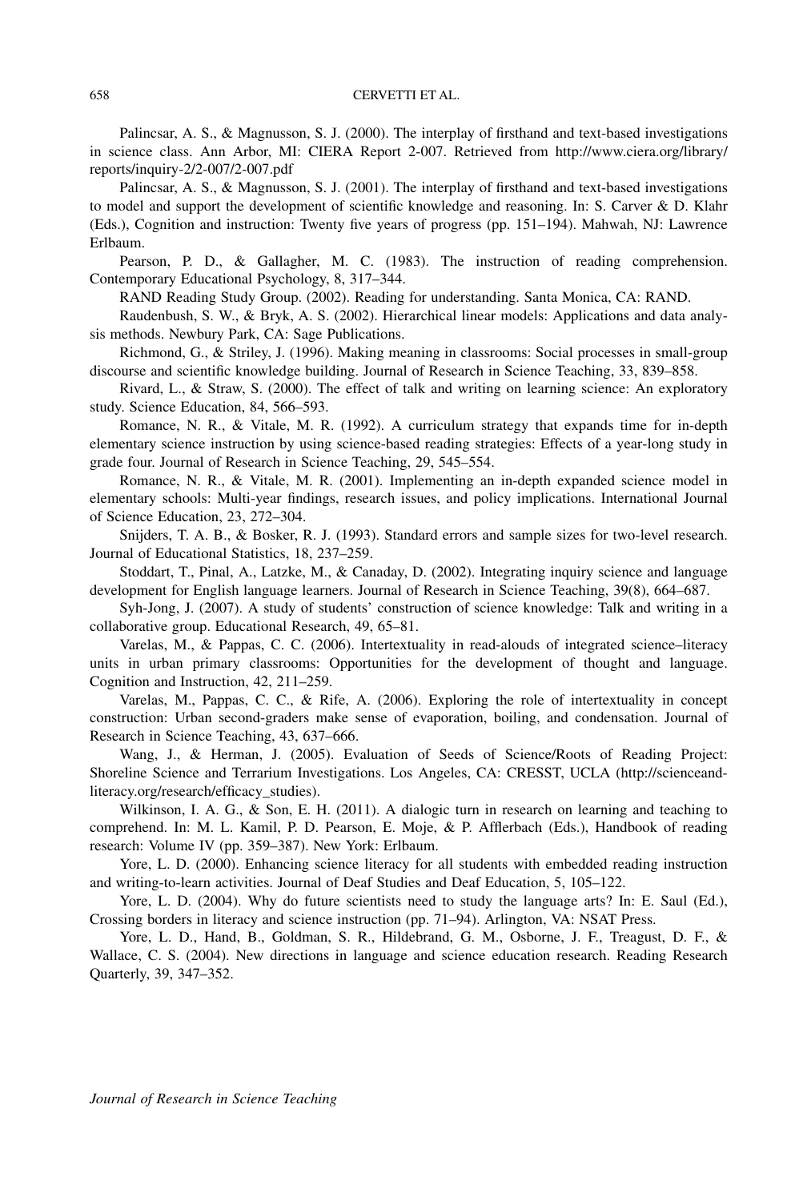Palincsar, A. S., & Magnusson, S. J. (2000). The interplay of firsthand and text-based investigations in science class. Ann Arbor, MI: CIERA Report 2-007. Retrieved from http://www.ciera.org/library/reports/inquiry-2/2-007/2-007.pdf

Palincsar, A. S., & Magnusson, S. J. (2001). The interplay of firsthand and text-based investigations to model and support the development of scientific knowledge and reasoning. In: S. Carver & D. Klahr (Eds.), Cognition and instruction: Twenty five years of progress (pp. 151–194). Mahwah, NJ: Lawrence Erlbaum.

Pearson, P. D., & Gallagher, M. C. (1983). The instruction of reading comprehension. Contemporary Educational Psychology, 8, 317–344.

RAND Reading Study Group. (2002). Reading for understanding. Santa Monica, CA: RAND.

Raudenbush, S. W., & Bryk, A. S. (2002). Hierarchical linear models: Applications and data analysis methods. Newbury Park, CA: Sage Publications.

Richmond, G., & Striley, J. (1996). Making meaning in classrooms: Social processes in small-group discourse and scientific knowledge building. Journal of Research in Science Teaching, 33, 839–858.

Rivard, L., & Straw, S. (2000). The effect of talk and writing on learning science: An exploratory study. Science Education, 84, 566–593.

Romance, N. R., & Vitale, M. R. (1992). A curriculum strategy that expands time for in-depth elementary science instruction by using science-based reading strategies: Effects of a year-long study in grade four. Journal of Research in Science Teaching, 29, 545–554.

Romance, N. R., & Vitale, M. R. (2001). Implementing an in-depth expanded science model in elementary schools: Multi-year findings, research issues, and policy implications. International Journal of Science Education, 23, 272–304.

Snijders, T. A. B., & Bosker, R. J. (1993). Standard errors and sample sizes for two-level research. Journal of Educational Statistics, 18, 237–259.

Stoddart, T., Pinal, A., Latzke, M., & Canaday, D. (2002). Integrating inquiry science and language development for English language learners. Journal of Research in Science Teaching, 39(8), 664–687.

Syh-Jong, J. (2007). A study of students' construction of science knowledge: Talk and writing in a collaborative group. Educational Research, 49, 65–81.

Varelas, M., & Pappas, C. C. (2006). Intertextuality in read-alouds of integrated science–literacy units in urban primary classrooms: Opportunities for the development of thought and language. Cognition and Instruction, 42, 211–259.

Varelas, M., Pappas, C. C., & Rife, A. (2006). Exploring the role of intertextuality in concept construction: Urban second-graders make sense of evaporation, boiling, and condensation. Journal of Research in Science Teaching, 43, 637–666.

Wang, J., & Herman, J. (2005). Evaluation of Seeds of Science/Roots of Reading Project: Shoreline Science and Terrarium Investigations. Los Angeles, CA: CRESST, UCLA (http://scienceandliteracy.org/research/efficacy_studies).

Wilkinson, I. A. G., & Son, E. H. (2011). A dialogic turn in research on learning and teaching to comprehend. In: M. L. Kamil, P. D. Pearson, E. Moje, & P. Afflerbach (Eds.), Handbook of reading research: Volume IV (pp. 359–387). New York: Erlbaum.

Yore, L. D. (2000). Enhancing science literacy for all students with embedded reading instruction and writing-to-learn activities. Journal of Deaf Studies and Deaf Education, 5, 105–122.

Yore, L. D. (2004). Why do future scientists need to study the language arts? In: E. Saul (Ed.), Crossing borders in literacy and science instruction (pp. 71–94). Arlington, VA: NSAT Press.

Yore, L. D., Hand, B., Goldman, S. R., Hildebrand, G. M., Osborne, J. F., Treagust, D. F., & Wallace, C. S. (2004). New directions in language and science education research. Reading Research Quarterly, 39, 347–352.